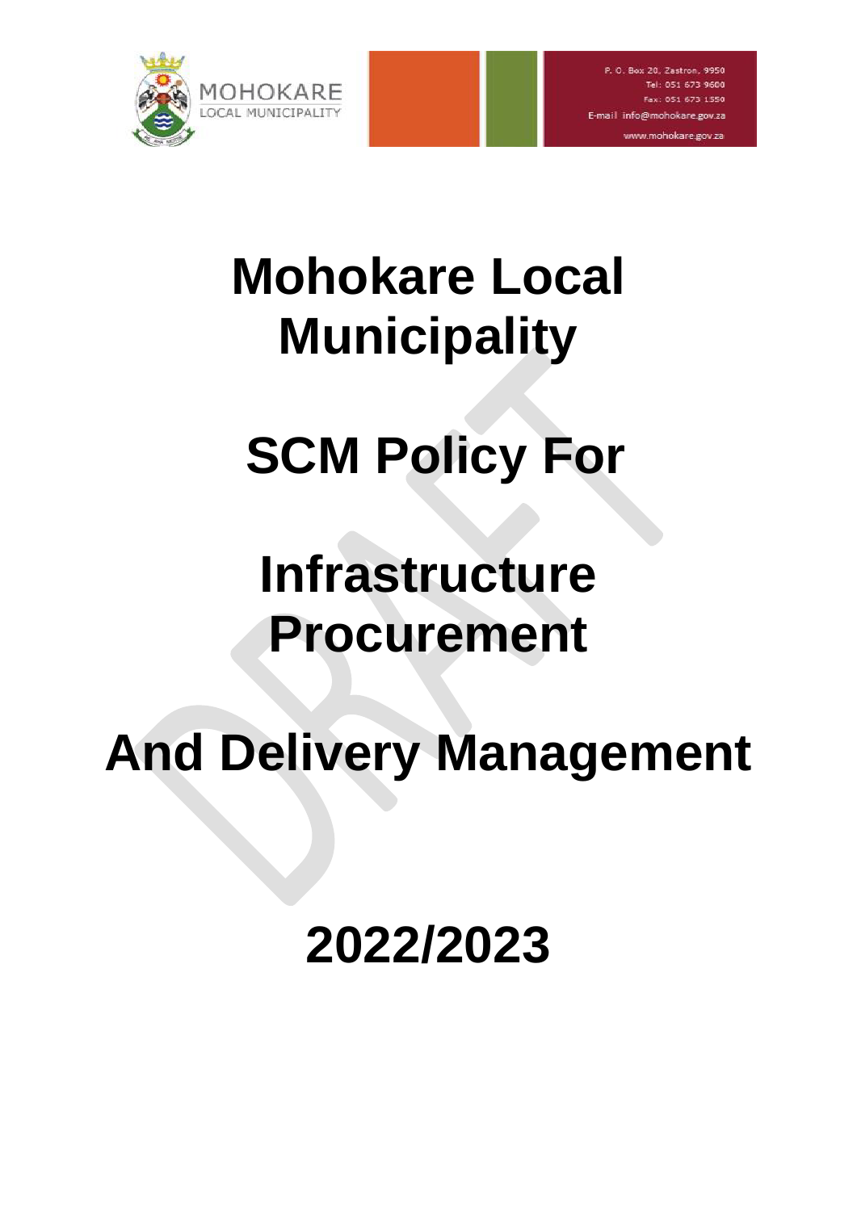MOHOKARE
LOCAL MUNICIPALITY

P. O. Box 20, Zastron, 9950
Tel: 051 673 9600
Fax: 051 673 1550
E-mail info@mohokare.gov.za
www.mohokare.gov.za

# Mohokare Local Municipality

# SCM Policy For

# Infrastructure Procurement

# And Delivery Management

# 2022/2023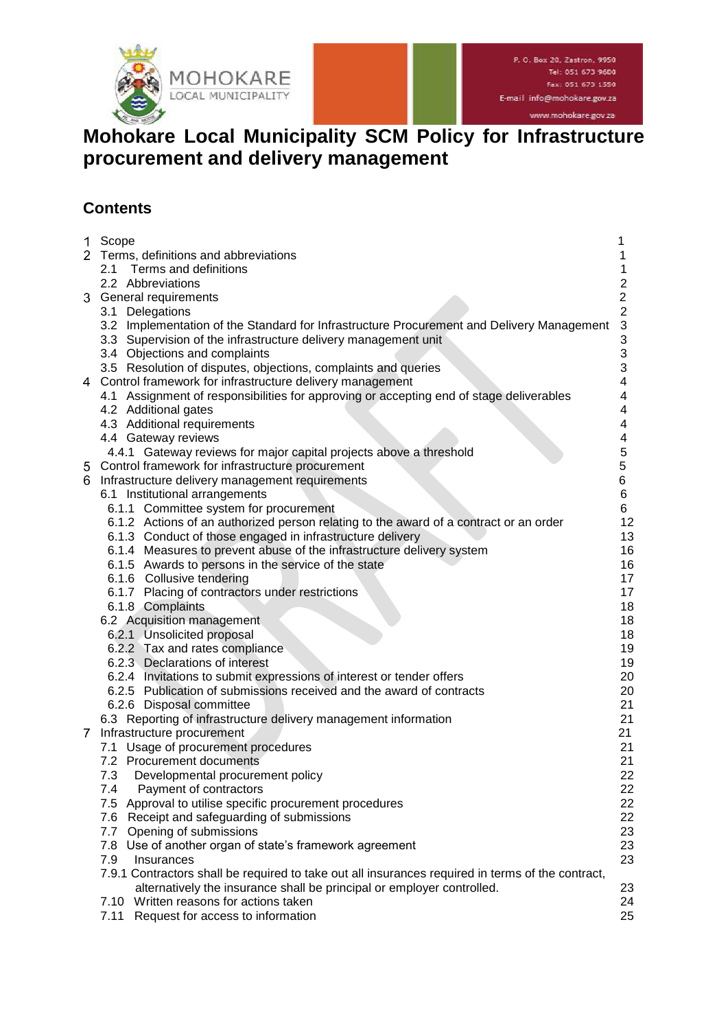# Mohokare Local Municipality SCM Policy for Infrastructure procurement and delivery management

## Contents

1 Scope 1
2 Terms, definitions and abbreviations 1
 2.1 Terms and definitions 1
 2.2 Abbreviations 2
3 General requirements 2
 3.1 Delegations 2
 3.2 Implementation of the Standard for Infrastructure Procurement and Delivery Management 3
 3.3 Supervision of the infrastructure delivery management unit 3
 3.4 Objections and complaints 3
 3.5 Resolution of disputes, objections, complaints and queries 3
4 Control framework for infrastructure delivery management 4
 4.1 Assignment of responsibilities for approving or accepting end of stage deliverables 4
 4.2 Additional gates 4
 4.3 Additional requirements 4
 4.4 Gateway reviews 4
  4.4.1 Gateway reviews for major capital projects above a threshold 5
5 Control framework for infrastructure procurement 5
6 Infrastructure delivery management requirements 6
 6.1 Institutional arrangements 6
  6.1.1 Committee system for procurement 6
  6.1.2 Actions of an authorized person relating to the award of a contract or an order 12
  6.1.3 Conduct of those engaged in infrastructure delivery 13
  6.1.4 Measures to prevent abuse of the infrastructure delivery system 16
  6.1.5 Awards to persons in the service of the state 16
  6.1.6 Collusive tendering 17
  6.1.7 Placing of contractors under restrictions 17
  6.1.8 Complaints 18
 6.2 Acquisition management 18
  6.2.1 Unsolicited proposal 18
  6.2.2 Tax and rates compliance 19
  6.2.3 Declarations of interest 19
  6.2.4 Invitations to submit expressions of interest or tender offers 20
  6.2.5 Publication of submissions received and the award of contracts 20
  6.2.6 Disposal committee 21
 6.3 Reporting of infrastructure delivery management information 21
7 Infrastructure procurement 21
 7.1 Usage of procurement procedures 21
 7.2 Procurement documents 21
 7.3 Developmental procurement policy 22
 7.4 Payment of contractors 22
 7.5 Approval to utilise specific procurement procedures 22
 7.6 Receipt and safeguarding of submissions 22
 7.7 Opening of submissions 23
 7.8 Use of another organ of state's framework agreement 23
 7.9 Insurances 23
 7.9.1 Contractors shall be required to take out all insurances required in terms of the contract, alternatively the insurance shall be principal or employer controlled. 23
 7.10 Written reasons for actions taken 24
 7.11 Request for access to information 25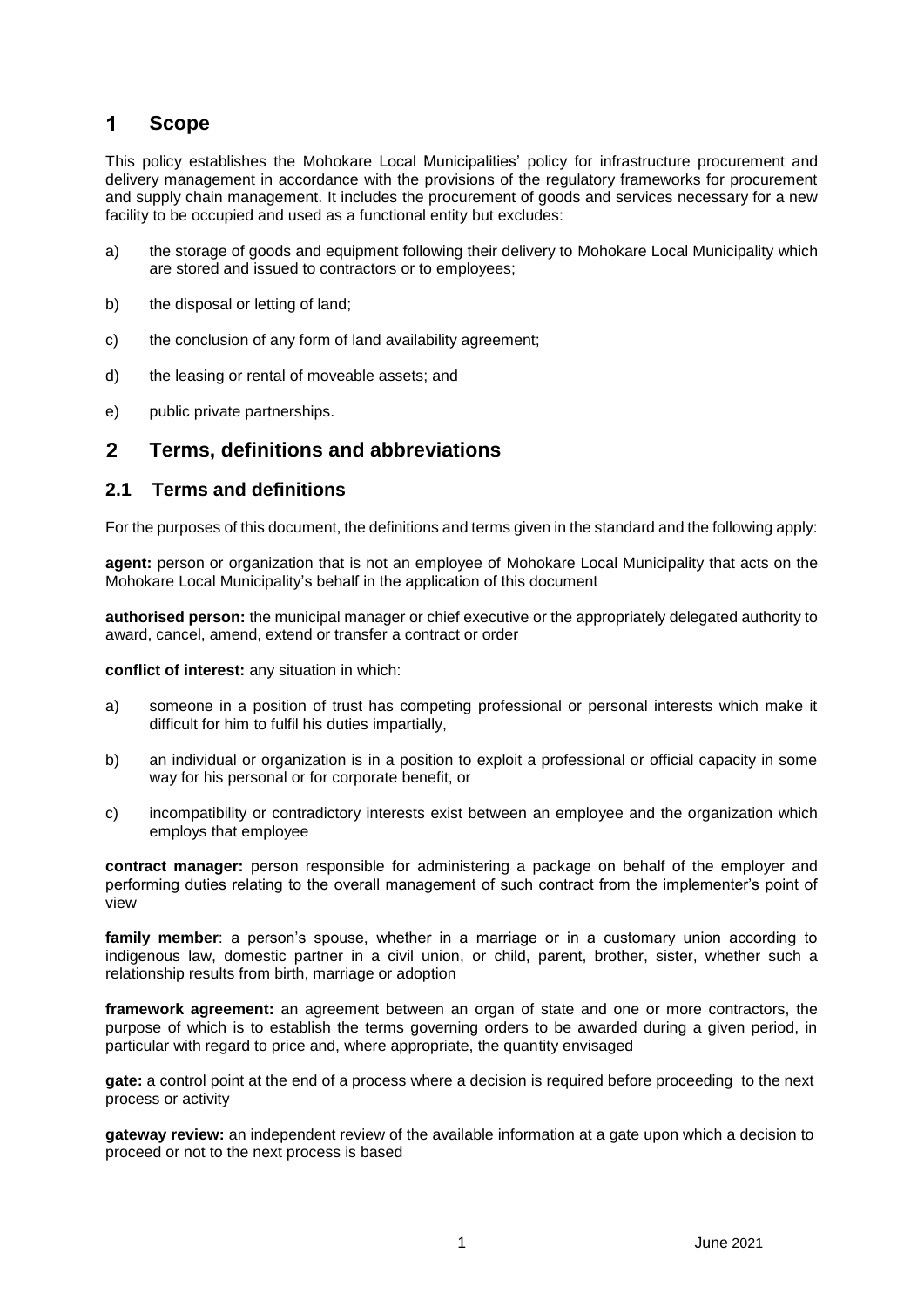# 1 Scope

This policy establishes the Mohokare Local Municipalities' policy for infrastructure procurement and delivery management in accordance with the provisions of the regulatory frameworks for procurement and supply chain management. It includes the procurement of goods and services necessary for a new facility to be occupied and used as a functional entity but excludes:

a) the storage of goods and equipment following their delivery to Mohokare Local Municipality which are stored and issued to contractors or to employees;

b) the disposal or letting of land;

c) the conclusion of any form of land availability agreement;

d) the leasing or rental of moveable assets; and

e) public private partnerships.

# 2 Terms, definitions and abbreviations

## 2.1 Terms and definitions

For the purposes of this document, the definitions and terms given in the standard and the following apply:

**agent:** person or organization that is not an employee of Mohokare Local Municipality that acts on the Mohokare Local Municipality's behalf in the application of this document

**authorised person:** the municipal manager or chief executive or the appropriately delegated authority to award, cancel, amend, extend or transfer a contract or order

**conflict of interest:** any situation in which:

a) someone in a position of trust has competing professional or personal interests which make it difficult for him to fulfil his duties impartially,

b) an individual or organization is in a position to exploit a professional or official capacity in some way for his personal or for corporate benefit, or

c) incompatibility or contradictory interests exist between an employee and the organization which employs that employee

**contract manager:** person responsible for administering a package on behalf of the employer and performing duties relating to the overall management of such contract from the implementer's point of view

**family member**: a person's spouse, whether in a marriage or in a customary union according to indigenous law, domestic partner in a civil union, or child, parent, brother, sister, whether such a relationship results from birth, marriage or adoption

**framework agreement:** an agreement between an organ of state and one or more contractors, the purpose of which is to establish the terms governing orders to be awarded during a given period, in particular with regard to price and, where appropriate, the quantity envisaged

**gate:** a control point at the end of a process where a decision is required before proceeding to the next process or activity

**gateway review:** an independent review of the available information at a gate upon which a decision to proceed or not to the next process is based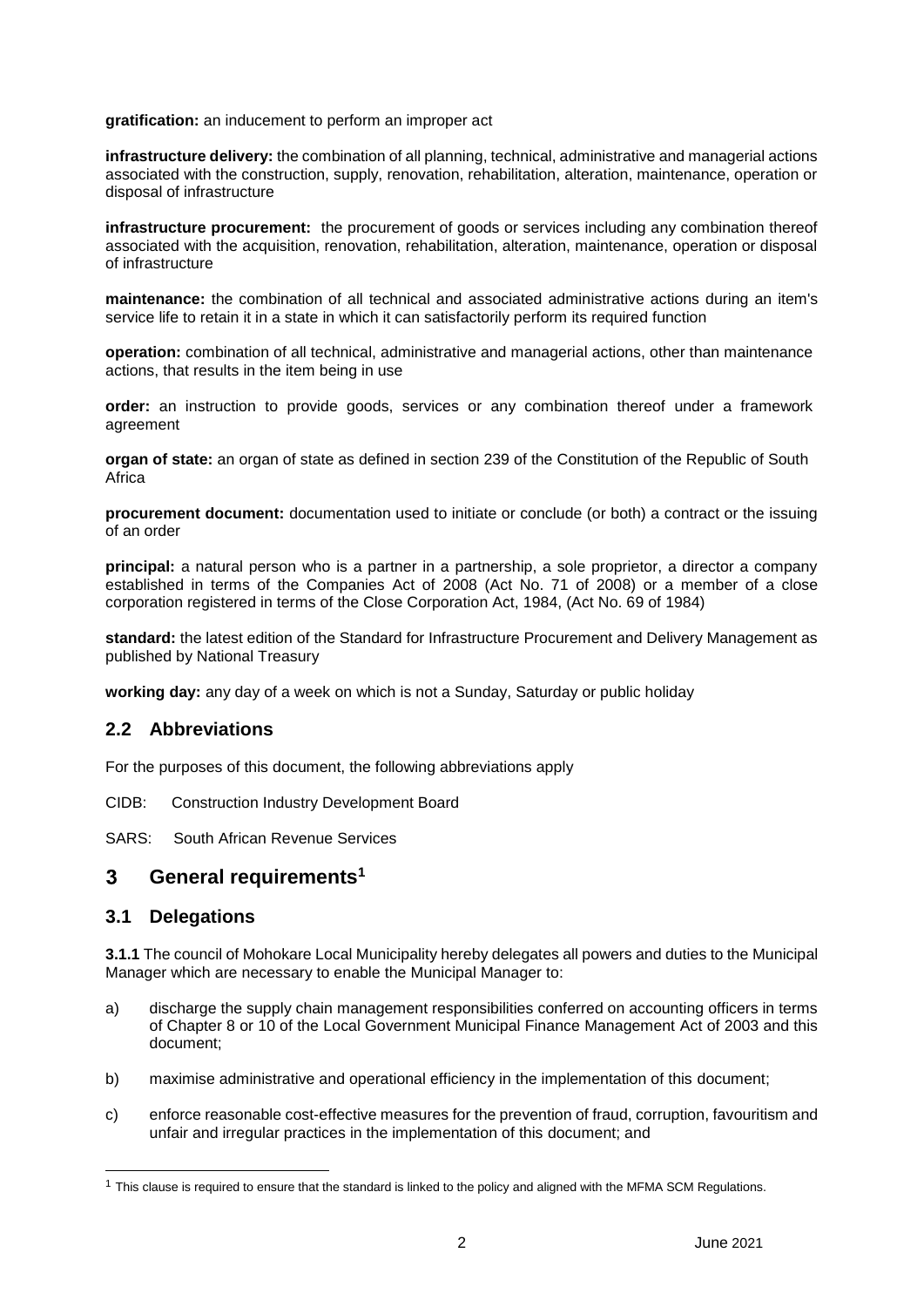**gratification:** an inducement to perform an improper act

**infrastructure delivery:** the combination of all planning, technical, administrative and managerial actions associated with the construction, supply, renovation, rehabilitation, alteration, maintenance, operation or disposal of infrastructure

**infrastructure procurement:** the procurement of goods or services including any combination thereof associated with the acquisition, renovation, rehabilitation, alteration, maintenance, operation or disposal of infrastructure

**maintenance:** the combination of all technical and associated administrative actions during an item's service life to retain it in a state in which it can satisfactorily perform its required function

**operation:** combination of all technical, administrative and managerial actions, other than maintenance actions, that results in the item being in use

**order:** an instruction to provide goods, services or any combination thereof under a framework agreement

**organ of state:** an organ of state as defined in section 239 of the Constitution of the Republic of South Africa

**procurement document:** documentation used to initiate or conclude (or both) a contract or the issuing of an order

**principal:** a natural person who is a partner in a partnership, a sole proprietor, a director a company established in terms of the Companies Act of 2008 (Act No. 71 of 2008) or a member of a close corporation registered in terms of the Close Corporation Act, 1984, (Act No. 69 of 1984)

**standard:** the latest edition of the Standard for Infrastructure Procurement and Delivery Management as published by National Treasury

**working day:** any day of a week on which is not a Sunday, Saturday or public holiday

## 2.2 Abbreviations

For the purposes of this document, the following abbreviations apply

CIDB: Construction Industry Development Board

SARS: South African Revenue Services

# 3 General requirements[1]

## 3.1 Delegations

**3.1.1** The council of Mohokare Local Municipality hereby delegates all powers and duties to the Municipal Manager which are necessary to enable the Municipal Manager to:

a) discharge the supply chain management responsibilities conferred on accounting officers in terms of Chapter 8 or 10 of the Local Government Municipal Finance Management Act of 2003 and this document;

b) maximise administrative and operational efficiency in the implementation of this document;

c) enforce reasonable cost-effective measures for the prevention of fraud, corruption, favouritism and unfair and irregular practices in the implementation of this document; and

[1] This clause is required to ensure that the standard is linked to the policy and aligned with the MFMA SCM Regulations.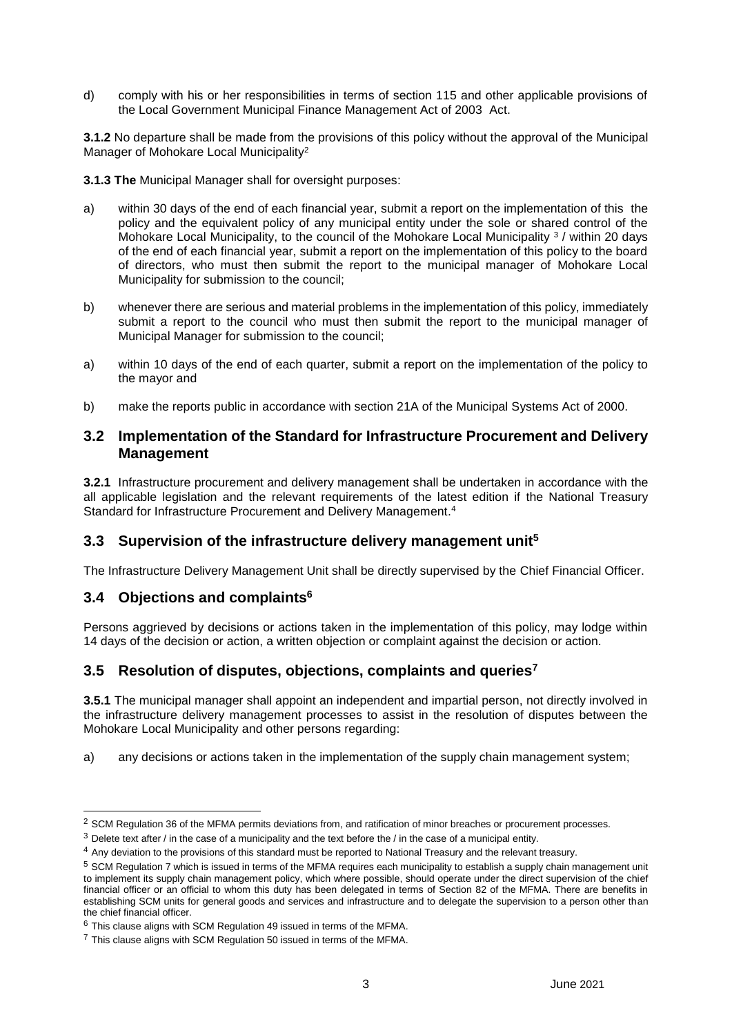d) comply with his or her responsibilities in terms of section 115 and other applicable provisions of the Local Government Municipal Finance Management Act of 2003 Act.

**3.1.2** No departure shall be made from the provisions of this policy without the approval of the Municipal Manager of Mohokare Local Municipality[2]

**3.1.3 The** Municipal Manager shall for oversight purposes:

a) within 30 days of the end of each financial year, submit a report on the implementation of this the policy and the equivalent policy of any municipal entity under the sole or shared control of the Mohokare Local Municipality, to the council of the Mohokare Local Municipality [3] / within 20 days of the end of each financial year, submit a report on the implementation of this policy to the board of directors, who must then submit the report to the municipal manager of Mohokare Local Municipality for submission to the council;

b) whenever there are serious and material problems in the implementation of this policy, immediately submit a report to the council who must then submit the report to the municipal manager of Municipal Manager for submission to the council;

a) within 10 days of the end of each quarter, submit a report on the implementation of the policy to the mayor and

b) make the reports public in accordance with section 21A of the Municipal Systems Act of 2000.

## 3.2 Implementation of the Standard for Infrastructure Procurement and Delivery Management

**3.2.1** Infrastructure procurement and delivery management shall be undertaken in accordance with the all applicable legislation and the relevant requirements of the latest edition if the National Treasury Standard for Infrastructure Procurement and Delivery Management.[4]

## 3.3 Supervision of the infrastructure delivery management unit[5]

The Infrastructure Delivery Management Unit shall be directly supervised by the Chief Financial Officer.

## 3.4 Objections and complaints[6]

Persons aggrieved by decisions or actions taken in the implementation of this policy, may lodge within 14 days of the decision or action, a written objection or complaint against the decision or action.

## 3.5 Resolution of disputes, objections, complaints and queries[7]

**3.5.1** The municipal manager shall appoint an independent and impartial person, not directly involved in the infrastructure delivery management processes to assist in the resolution of disputes between the Mohokare Local Municipality and other persons regarding:

a) any decisions or actions taken in the implementation of the supply chain management system;

---

[2] SCM Regulation 36 of the MFMA permits deviations from, and ratification of minor breaches or procurement processes.

[3] Delete text after / in the case of a municipality and the text before the / in the case of a municipal entity.

[4] Any deviation to the provisions of this standard must be reported to National Treasury and the relevant treasury.

[5] SCM Regulation 7 which is issued in terms of the MFMA requires each municipality to establish a supply chain management unit to implement its supply chain management policy, which where possible, should operate under the direct supervision of the chief financial officer or an official to whom this duty has been delegated in terms of Section 82 of the MFMA. There are benefits in establishing SCM units for general goods and services and infrastructure and to delegate the supervision to a person other than the chief financial officer.

[6] This clause aligns with SCM Regulation 49 issued in terms of the MFMA.

[7] This clause aligns with SCM Regulation 50 issued in terms of the MFMA.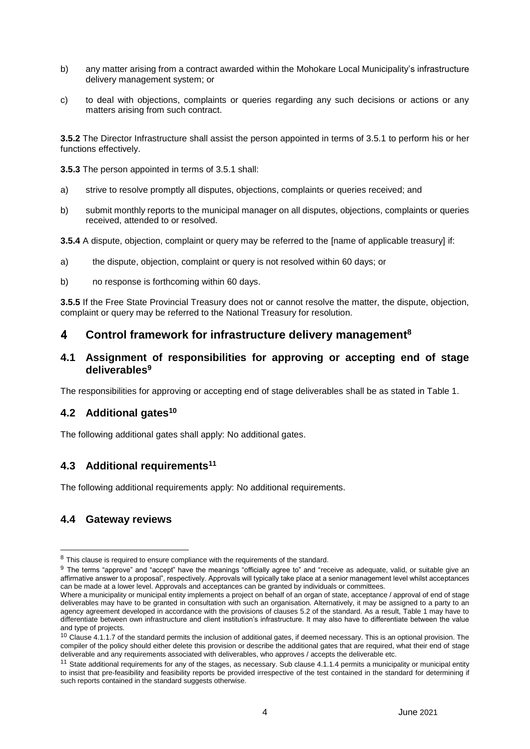b) any matter arising from a contract awarded within the Mohokare Local Municipality's infrastructure delivery management system; or

c) to deal with objections, complaints or queries regarding any such decisions or actions or any matters arising from such contract.

**3.5.2** The Director Infrastructure shall assist the person appointed in terms of 3.5.1 to perform his or her functions effectively.

**3.5.3** The person appointed in terms of 3.5.1 shall:

a) strive to resolve promptly all disputes, objections, complaints or queries received; and

b) submit monthly reports to the municipal manager on all disputes, objections, complaints or queries received, attended to or resolved.

**3.5.4** A dispute, objection, complaint or query may be referred to the [name of applicable treasury] if:

a) the dispute, objection, complaint or query is not resolved within 60 days; or

b) no response is forthcoming within 60 days.

**3.5.5** If the Free State Provincial Treasury does not or cannot resolve the matter, the dispute, objection, complaint or query may be referred to the National Treasury for resolution.

# 4 Control framework for infrastructure delivery management[8]

## 4.1 Assignment of responsibilities for approving or accepting end of stage deliverables[9]

The responsibilities for approving or accepting end of stage deliverables shall be as stated in Table 1.

## 4.2 Additional gates[10]

The following additional gates shall apply: No additional gates.

## 4.3 Additional requirements[11]

The following additional requirements apply: No additional requirements.

## 4.4 Gateway reviews

---

[8] This clause is required to ensure compliance with the requirements of the standard.

[9] The terms "approve" and "accept" have the meanings "officially agree to" and "receive as adequate, valid, or suitable give an affirmative answer to a proposal", respectively. Approvals will typically take place at a senior management level whilst acceptances can be made at a lower level. Approvals and acceptances can be granted by individuals or committees.

Where a municipality or municipal entity implements a project on behalf of an organ of state, acceptance / approval of end of stage deliverables may have to be granted in consultation with such an organisation. Alternatively, it may be assigned to a party to an agency agreement developed in accordance with the provisions of clauses 5.2 of the standard. As a result, Table 1 may have to differentiate between own infrastructure and client institution's infrastructure. It may also have to differentiate between the value and type of projects.

[10] Clause 4.1.1.7 of the standard permits the inclusion of additional gates, if deemed necessary. This is an optional provision. The compiler of the policy should either delete this provision or describe the additional gates that are required, what their end of stage deliverable and any requirements associated with deliverables, who approves / accepts the deliverable etc.

[11] State additional requirements for any of the stages, as necessary. Sub clause 4.1.1.4 permits a municipality or municipal entity to insist that pre-feasibility and feasibility reports be provided irrespective of the test contained in the standard for determining if such reports contained in the standard suggests otherwise.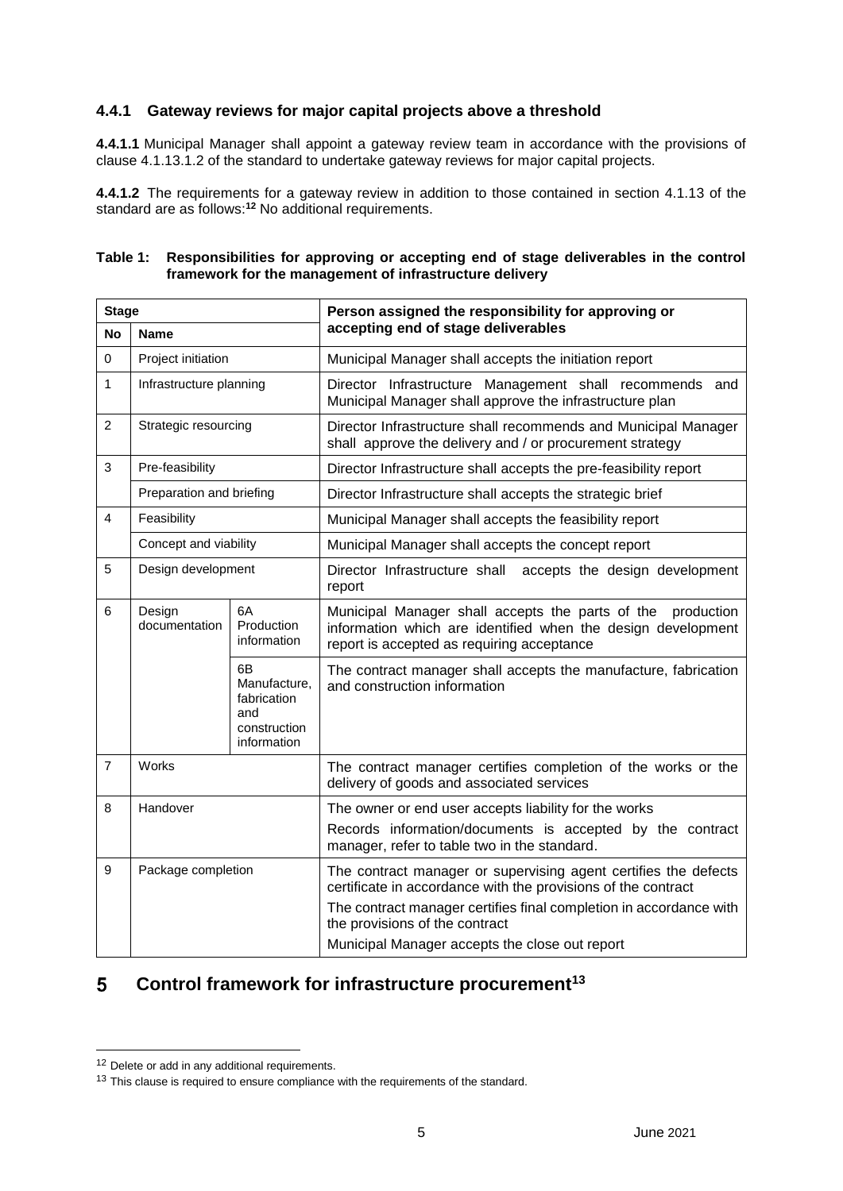### 4.4.1 Gateway reviews for major capital projects above a threshold

**4.4.1.1** Municipal Manager shall appoint a gateway review team in accordance with the provisions of clause 4.1.13.1.2 of the standard to undertake gateway reviews for major capital projects.

**4.4.1.2** The requirements for a gateway review in addition to those contained in section 4.1.13 of the standard are as follows:[12] No additional requirements.

**Table 1: Responsibilities for approving or accepting end of stage deliverables in the control framework for the management of infrastructure delivery**

| Stage | | | Person assigned the responsibility for approving or accepting end of stage deliverables |
|---|---|---|---|
| **No** | **Name** | | |
| 0 | Project initiation | | Municipal Manager shall accepts the initiation report |
| 1 | Infrastructure planning | | Director Infrastructure Management shall recommends and Municipal Manager shall approve the infrastructure plan |
| 2 | Strategic resourcing | | Director Infrastructure shall recommends and Municipal Manager shall approve the delivery and / or procurement strategy |
| 3 | Pre-feasibility | | Director Infrastructure shall accepts the pre-feasibility report |
| | Preparation and briefing | | Director Infrastructure shall accepts the strategic brief |
| 4 | Feasibility | | Municipal Manager shall accepts the feasibility report |
| | Concept and viability | | Municipal Manager shall accepts the concept report |
| 5 | Design development | | Director Infrastructure shall accepts the design development report |
| 6 | Design documentation | 6A Production information | Municipal Manager shall accepts the parts of the production information which are identified when the design development report is accepted as requiring acceptance |
| | | 6B Manufacture, fabrication and construction information | The contract manager shall accepts the manufacture, fabrication and construction information |
| 7 | Works | | The contract manager certifies completion of the works or the delivery of goods and associated services |
| 8 | Handover | | The owner or end user accepts liability for the works<br>Records information/documents is accepted by the contract manager, refer to table two in the standard. |
| 9 | Package completion | | The contract manager or supervising agent certifies the defects certificate in accordance with the provisions of the contract<br>The contract manager certifies final completion in accordance with the provisions of the contract<br>Municipal Manager accepts the close out report |

# 5 Control framework for infrastructure procurement[13]

[12] Delete or add in any additional requirements.

[13] This clause is required to ensure compliance with the requirements of the standard.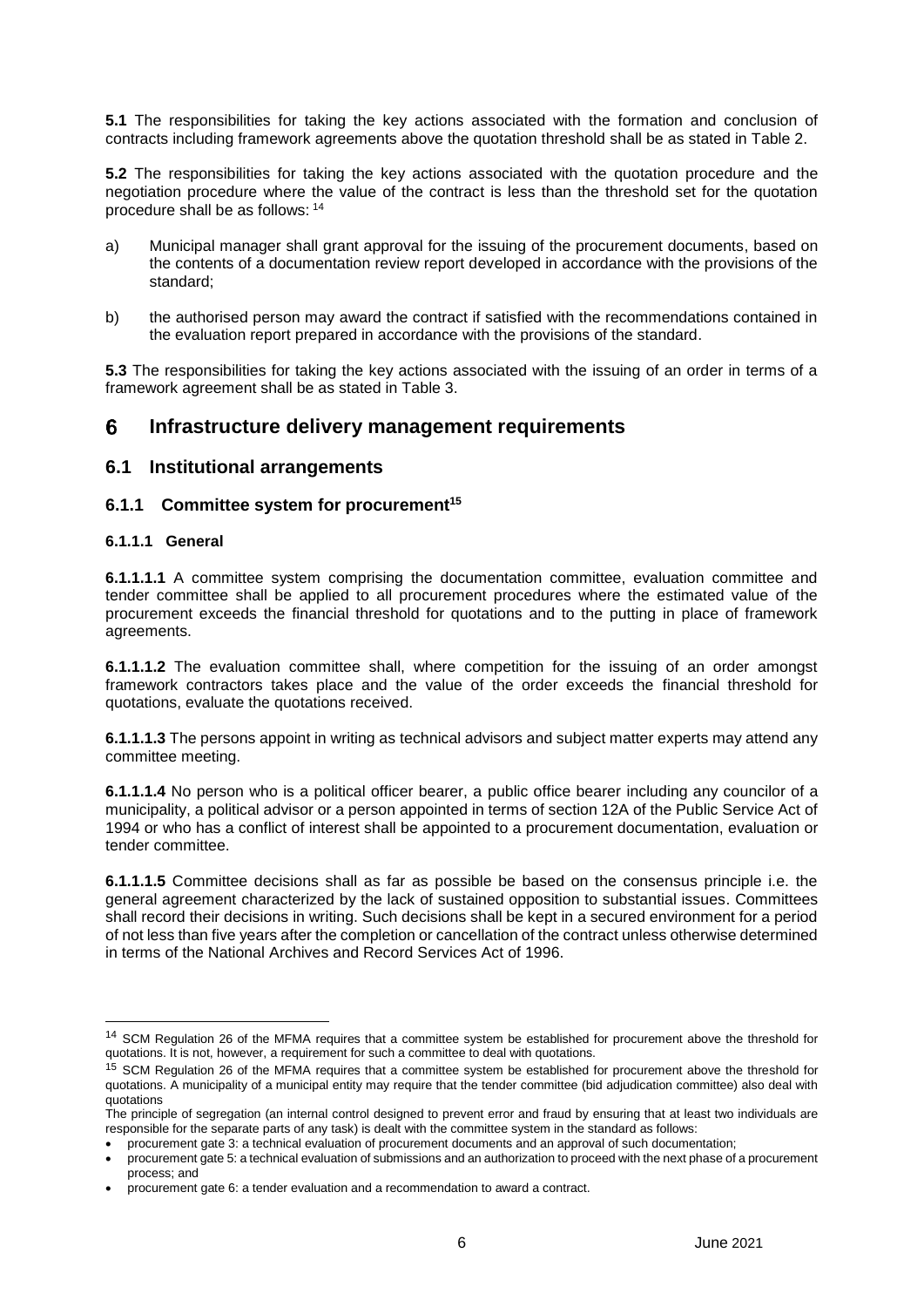**5.1** The responsibilities for taking the key actions associated with the formation and conclusion of contracts including framework agreements above the quotation threshold shall be as stated in Table 2.

**5.2** The responsibilities for taking the key actions associated with the quotation procedure and the negotiation procedure where the value of the contract is less than the threshold set for the quotation procedure shall be as follows: [14]

a) Municipal manager shall grant approval for the issuing of the procurement documents, based on the contents of a documentation review report developed in accordance with the provisions of the standard;

b) the authorised person may award the contract if satisfied with the recommendations contained in the evaluation report prepared in accordance with the provisions of the standard.

**5.3** The responsibilities for taking the key actions associated with the issuing of an order in terms of a framework agreement shall be as stated in Table 3.

# 6 Infrastructure delivery management requirements

## 6.1 Institutional arrangements

### 6.1.1 Committee system for procurement[15]

#### 6.1.1.1 General

**6.1.1.1.1** A committee system comprising the documentation committee, evaluation committee and tender committee shall be applied to all procurement procedures where the estimated value of the procurement exceeds the financial threshold for quotations and to the putting in place of framework agreements.

**6.1.1.1.2** The evaluation committee shall, where competition for the issuing of an order amongst framework contractors takes place and the value of the order exceeds the financial threshold for quotations, evaluate the quotations received.

**6.1.1.1.3** The persons appoint in writing as technical advisors and subject matter experts may attend any committee meeting.

**6.1.1.1.4** No person who is a political officer bearer, a public office bearer including any councilor of a municipality, a political advisor or a person appointed in terms of section 12A of the Public Service Act of 1994 or who has a conflict of interest shall be appointed to a procurement documentation, evaluation or tender committee.

**6.1.1.1.5** Committee decisions shall as far as possible be based on the consensus principle i.e. the general agreement characterized by the lack of sustained opposition to substantial issues. Committees shall record their decisions in writing. Such decisions shall be kept in a secured environment for a period of not less than five years after the completion or cancellation of the contract unless otherwise determined in terms of the National Archives and Record Services Act of 1996.

---

[14] SCM Regulation 26 of the MFMA requires that a committee system be established for procurement above the threshold for quotations. It is not, however, a requirement for such a committee to deal with quotations.

[15] SCM Regulation 26 of the MFMA requires that a committee system be established for procurement above the threshold for quotations. A municipality of a municipal entity may require that the tender committee (bid adjudication committee) also deal with quotations

The principle of segregation (an internal control designed to prevent error and fraud by ensuring that at least two individuals are responsible for the separate parts of any task) is dealt with the committee system in the standard as follows:

- procurement gate 3: a technical evaluation of procurement documents and an approval of such documentation;
- procurement gate 5: a technical evaluation of submissions and an authorization to proceed with the next phase of a procurement process; and
- procurement gate 6: a tender evaluation and a recommendation to award a contract.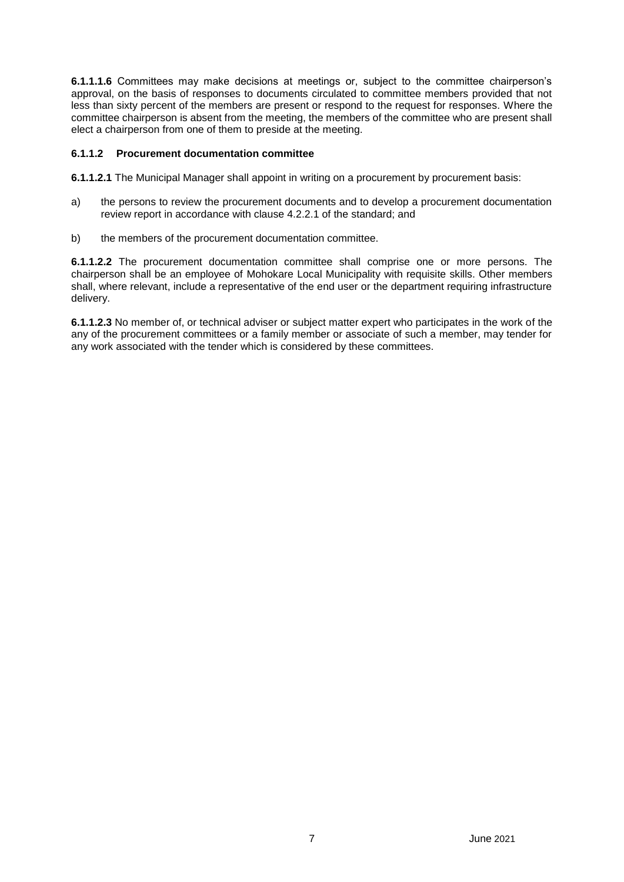**6.1.1.1.6** Committees may make decisions at meetings or, subject to the committee chairperson's approval, on the basis of responses to documents circulated to committee members provided that not less than sixty percent of the members are present or respond to the request for responses. Where the committee chairperson is absent from the meeting, the members of the committee who are present shall elect a chairperson from one of them to preside at the meeting.

#### 6.1.1.2 Procurement documentation committee

**6.1.1.2.1** The Municipal Manager shall appoint in writing on a procurement by procurement basis:

a) the persons to review the procurement documents and to develop a procurement documentation review report in accordance with clause 4.2.2.1 of the standard; and

b) the members of the procurement documentation committee.

**6.1.1.2.2** The procurement documentation committee shall comprise one or more persons. The chairperson shall be an employee of Mohokare Local Municipality with requisite skills. Other members shall, where relevant, include a representative of the end user or the department requiring infrastructure delivery.

**6.1.1.2.3** No member of, or technical adviser or subject matter expert who participates in the work of the any of the procurement committees or a family member or associate of such a member, may tender for any work associated with the tender which is considered by these committees.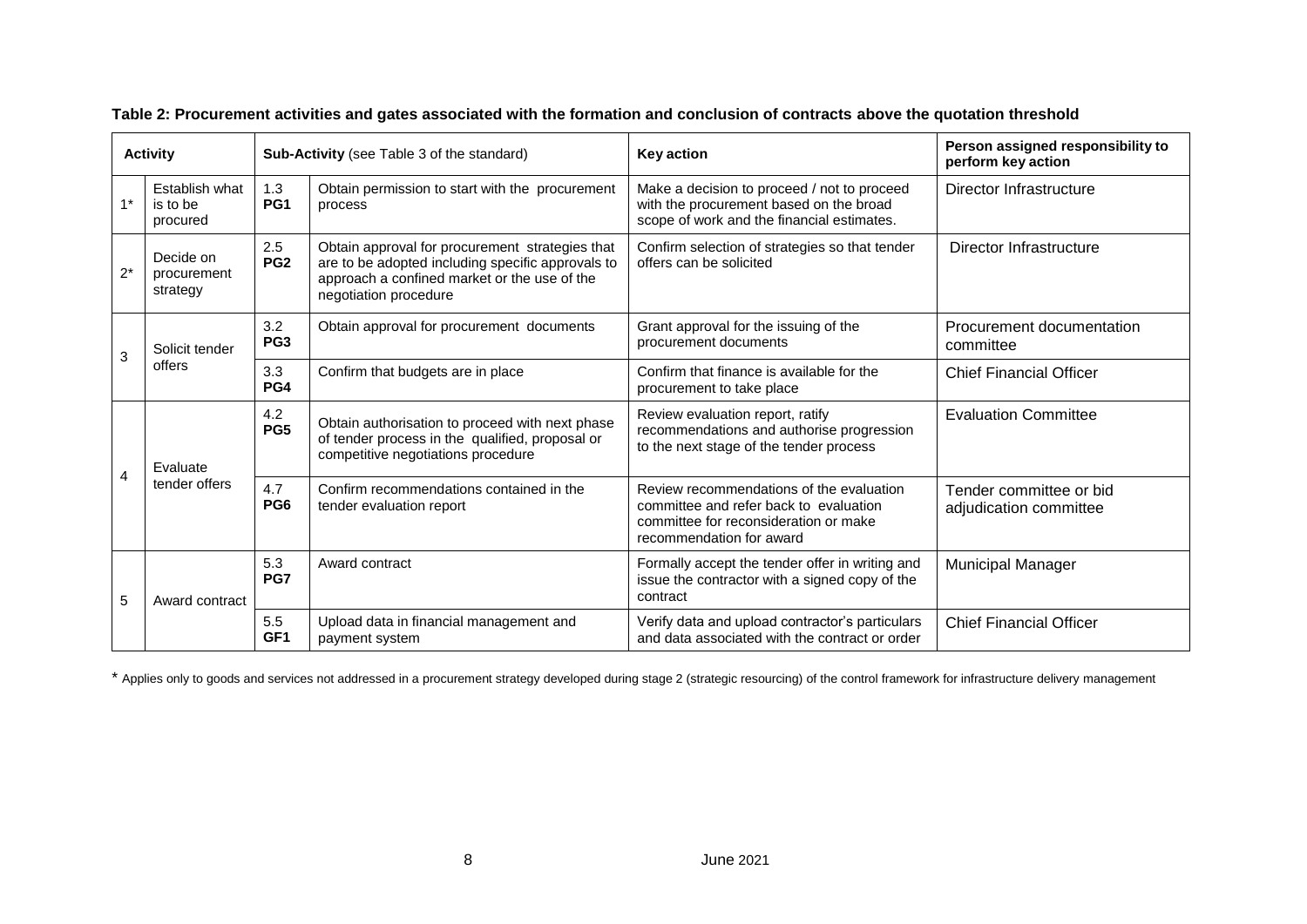**Table 2: Procurement activities and gates associated with the formation and conclusion of contracts above the quotation threshold**

| Activity | | Sub-Activity (see Table 3 of the standard) | | Key action | Person assigned responsibility to perform key action |
|---|---|---|---|---|---|
| 1* | Establish what is to be procured | 1.3 **PG1** | Obtain permission to start with the procurement process | Make a decision to proceed / not to proceed with the procurement based on the broad scope of work and the financial estimates. | Director Infrastructure |
| 2* | Decide on procurement strategy | 2.5 **PG2** | Obtain approval for procurement strategies that are to be adopted including specific approvals to approach a confined market or the use of the negotiation procedure | Confirm selection of strategies so that tender offers can be solicited | Director Infrastructure |
| 3 | Solicit tender offers | 3.2 **PG3** | Obtain approval for procurement documents | Grant approval for the issuing of the procurement documents | Procurement documentation committee |
| | | 3.3 **PG4** | Confirm that budgets are in place | Confirm that finance is available for the procurement to take place | Chief Financial Officer |
| 4 | Evaluate tender offers | 4.2 **PG5** | Obtain authorisation to proceed with next phase of tender process in the qualified, proposal or competitive negotiations procedure | Review evaluation report, ratify recommendations and authorise progression to the next stage of the tender process | Evaluation Committee |
| | | 4.7 **PG6** | Confirm recommendations contained in the tender evaluation report | Review recommendations of the evaluation committee and refer back to evaluation committee for reconsideration or make recommendation for award | Tender committee or bid adjudication committee |
| 5 | Award contract | 5.3 **PG7** | Award contract | Formally accept the tender offer in writing and issue the contractor with a signed copy of the contract | Municipal Manager |
| | | 5.5 **GF1** | Upload data in financial management and payment system | Verify data and upload contractor's particulars and data associated with the contract or order | Chief Financial Officer |

* Applies only to goods and services not addressed in a procurement strategy developed during stage 2 (strategic resourcing) of the control framework for infrastructure delivery management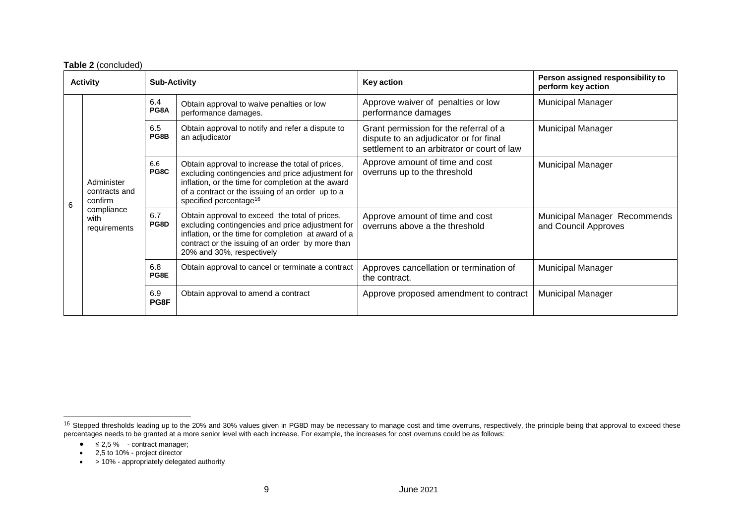**Table 2** (concluded)

| Activity | | Sub-Activity | | Key action | Person assigned responsibility to perform key action |
|---|---|---|---|---|---|
| 6 | Administer contracts and confirm compliance with requirements | 6.4 **PG8A** | Obtain approval to waive penalties or low performance damages. | Approve waiver of penalties or low performance damages | Municipal Manager |
| | | 6.5 **PG8B** | Obtain approval to notify and refer a dispute to an adjudicator | Grant permission for the referral of a dispute to an adjudicator or for final settlement to an arbitrator or court of law | Municipal Manager |
| | | 6.6 **PG8C** | Obtain approval to increase the total of prices, excluding contingencies and price adjustment for inflation, or the time for completion at the award of a contract or the issuing of an order up to a specified percentage[16] | Approve amount of time and cost overruns up to the threshold | Municipal Manager |
| | | 6.7 **PG8D** | Obtain approval to exceed the total of prices, excluding contingencies and price adjustment for inflation, or the time for completion at award of a contract or the issuing of an order by more than 20% and 30%, respectively | Approve amount of time and cost overruns above a the threshold | Municipal Manager Recommends and Council Approves |
| | | 6.8 **PG8E** | Obtain approval to cancel or terminate a contract | Approves cancellation or termination of the contract. | Municipal Manager |
| | | 6.9 **PG8F** | Obtain approval to amend a contract | Approve proposed amendment to contract | Municipal Manager |

[16] Stepped thresholds leading up to the 20% and 30% values given in PG8D may be necessary to manage cost and time overruns, respectively, the principle being that approval to exceed these percentages needs to be granted at a more senior level with each increase. For example, the increases for cost overruns could be as follows:

- ≤ 2,5 % - contract manager;
- 2,5 to 10% - project director
- &gt; 10% - appropriately delegated authority

June 2021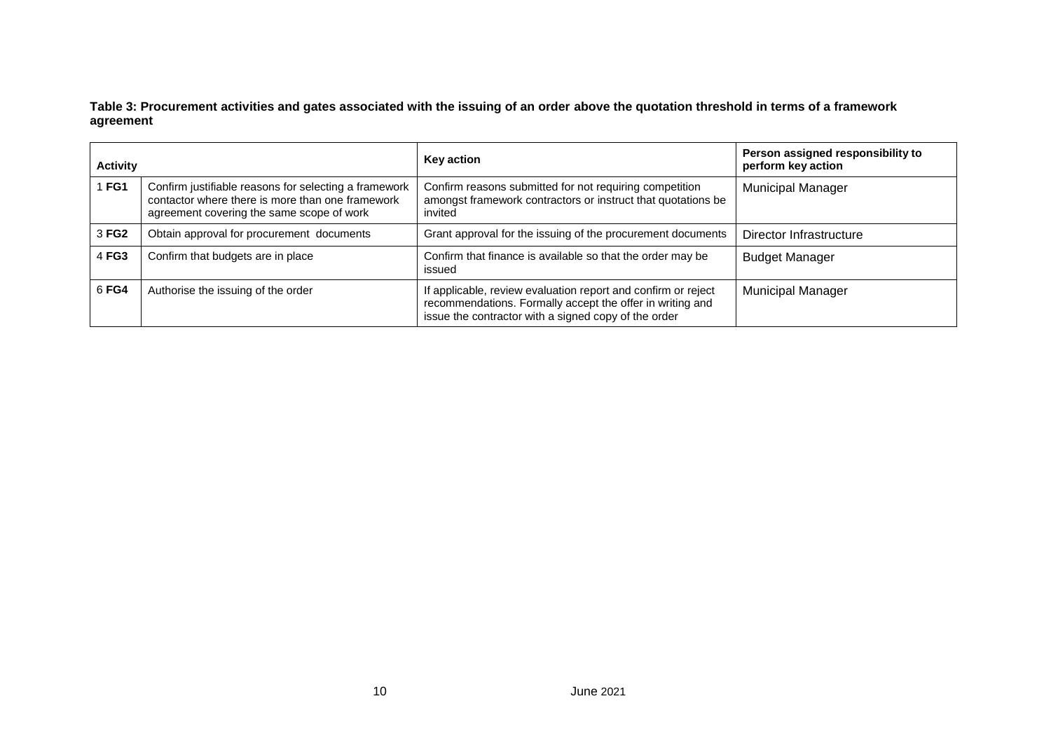**Table 3: Procurement activities and gates associated with the issuing of an order above the quotation threshold in terms of a framework agreement**

| Activity | | Key action | Person assigned responsibility to perform key action |
|---|---|---|---|
| 1 **FG1** | Confirm justifiable reasons for selecting a framework contactor where there is more than one framework agreement covering the same scope of work | Confirm reasons submitted for not requiring competition amongst framework contractors or instruct that quotations be invited | Municipal Manager |
| 3 **FG2** | Obtain approval for procurement documents | Grant approval for the issuing of the procurement documents | Director Infrastructure |
| 4 **FG3** | Confirm that budgets are in place | Confirm that finance is available so that the order may be issued | Budget Manager |
| 6 **FG4** | Authorise the issuing of the order | If applicable, review evaluation report and confirm or reject recommendations. Formally accept the offer in writing and issue the contractor with a signed copy of the order | Municipal Manager |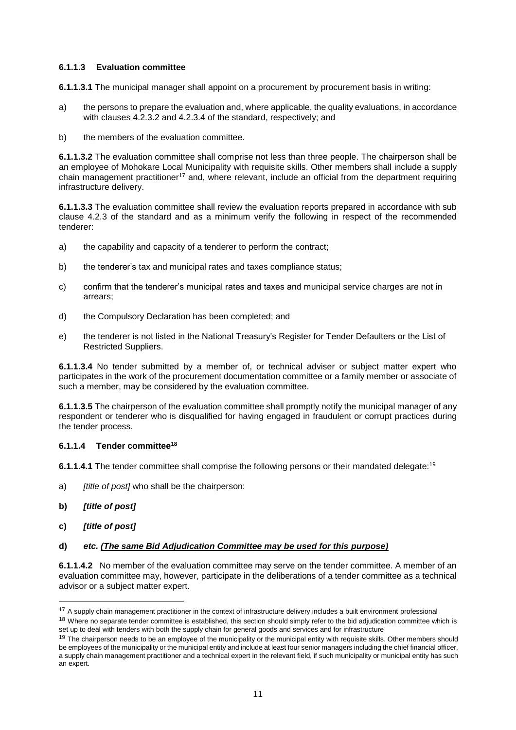#### 6.1.1.3 Evaluation committee

**6.1.1.3.1** The municipal manager shall appoint on a procurement by procurement basis in writing:

a) the persons to prepare the evaluation and, where applicable, the quality evaluations, in accordance with clauses 4.2.3.2 and 4.2.3.4 of the standard, respectively; and

b) the members of the evaluation committee.

**6.1.1.3.2** The evaluation committee shall comprise not less than three people. The chairperson shall be an employee of Mohokare Local Municipality with requisite skills. Other members shall include a supply chain management practitioner[17] and, where relevant, include an official from the department requiring infrastructure delivery.

**6.1.1.3.3** The evaluation committee shall review the evaluation reports prepared in accordance with sub clause 4.2.3 of the standard and as a minimum verify the following in respect of the recommended tenderer:

a) the capability and capacity of a tenderer to perform the contract;

b) the tenderer's tax and municipal rates and taxes compliance status;

c) confirm that the tenderer's municipal rates and taxes and municipal service charges are not in arrears;

d) the Compulsory Declaration has been completed; and

e) the tenderer is not listed in the National Treasury's Register for Tender Defaulters or the List of Restricted Suppliers.

**6.1.1.3.4** No tender submitted by a member of, or technical adviser or subject matter expert who participates in the work of the procurement documentation committee or a family member or associate of such a member, may be considered by the evaluation committee.

**6.1.1.3.5** The chairperson of the evaluation committee shall promptly notify the municipal manager of any respondent or tenderer who is disqualified for having engaged in fraudulent or corrupt practices during the tender process.

#### 6.1.1.4 Tender committee[18]

**6.1.1.4.1** The tender committee shall comprise the following persons or their mandated delegate:[19]

a) *[title of post]* who shall be the chairperson:

**b)** ***[title of post]***

**c)** ***[title of post]***

**d)** ***etc. <u>(The same Bid Adjudication Committee may be used for this purpose)</u>***

**6.1.1.4.2** No member of the evaluation committee may serve on the tender committee. A member of an evaluation committee may, however, participate in the deliberations of a tender committee as a technical advisor or a subject matter expert.

---

[17] A supply chain management practitioner in the context of infrastructure delivery includes a built environment professional

[18] Where no separate tender committee is established, this section should simply refer to the bid adjudication committee which is set up to deal with tenders with both the supply chain for general goods and services and for infrastructure

[19] The chairperson needs to be an employee of the municipality or the municipal entity with requisite skills. Other members should be employees of the municipality or the municipal entity and include at least four senior managers including the chief financial officer, a supply chain management practitioner and a technical expert in the relevant field, if such municipality or municipal entity has such an expert.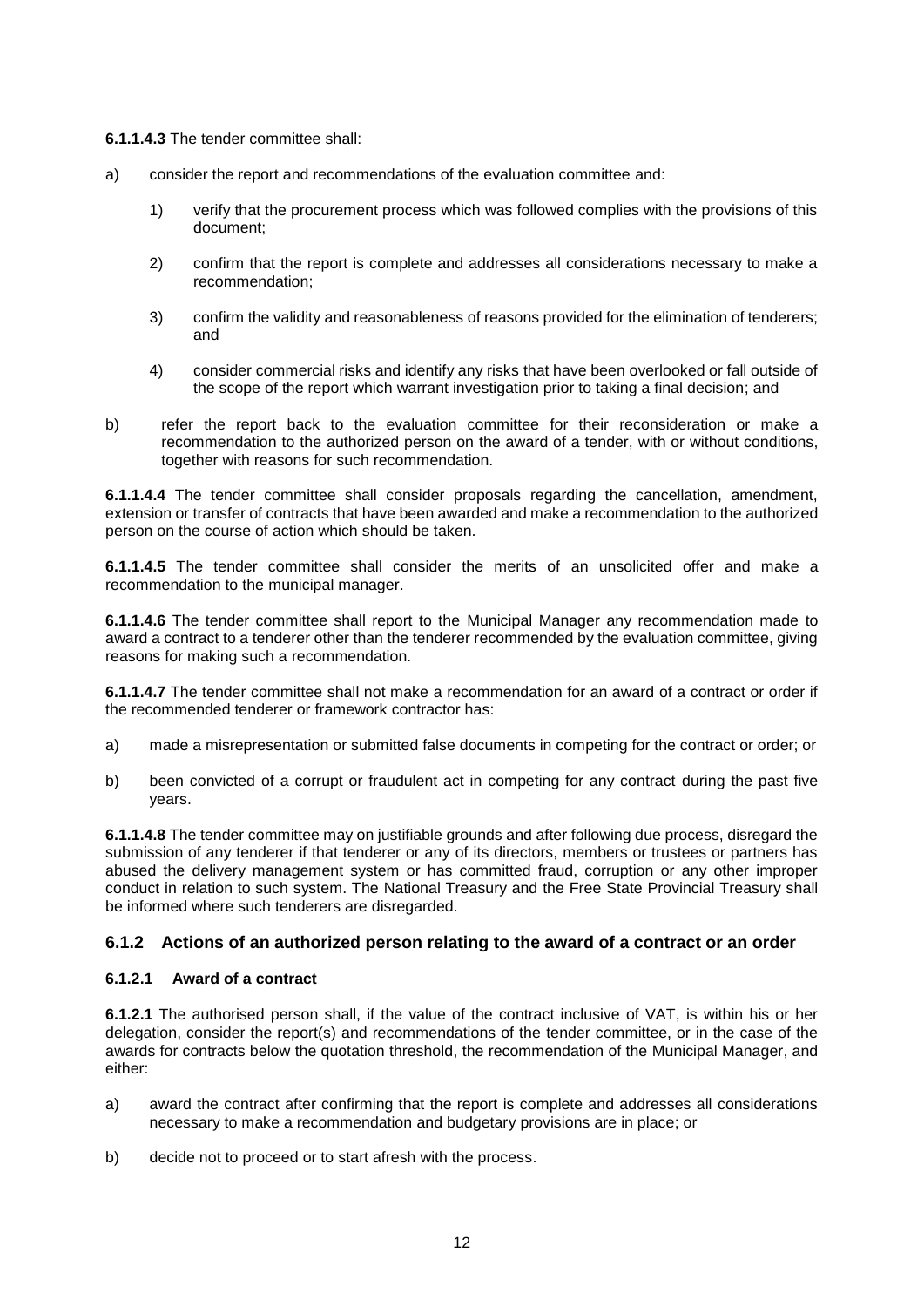**6.1.1.4.3** The tender committee shall:

a) consider the report and recommendations of the evaluation committee and:

   1) verify that the procurement process which was followed complies with the provisions of this document;

   2) confirm that the report is complete and addresses all considerations necessary to make a recommendation;

   3) confirm the validity and reasonableness of reasons provided for the elimination of tenderers; and

   4) consider commercial risks and identify any risks that have been overlooked or fall outside of the scope of the report which warrant investigation prior to taking a final decision; and

b) refer the report back to the evaluation committee for their reconsideration or make a recommendation to the authorized person on the award of a tender, with or without conditions, together with reasons for such recommendation.

**6.1.1.4.4** The tender committee shall consider proposals regarding the cancellation, amendment, extension or transfer of contracts that have been awarded and make a recommendation to the authorized person on the course of action which should be taken.

**6.1.1.4.5** The tender committee shall consider the merits of an unsolicited offer and make a recommendation to the municipal manager.

**6.1.1.4.6** The tender committee shall report to the Municipal Manager any recommendation made to award a contract to a tenderer other than the tenderer recommended by the evaluation committee, giving reasons for making such a recommendation.

**6.1.1.4.7** The tender committee shall not make a recommendation for an award of a contract or order if the recommended tenderer or framework contractor has:

a) made a misrepresentation or submitted false documents in competing for the contract or order; or

b) been convicted of a corrupt or fraudulent act in competing for any contract during the past five years.

**6.1.1.4.8** The tender committee may on justifiable grounds and after following due process, disregard the submission of any tenderer if that tenderer or any of its directors, members or trustees or partners has abused the delivery management system or has committed fraud, corruption or any other improper conduct in relation to such system. The National Treasury and the Free State Provincial Treasury shall be informed where such tenderers are disregarded.

### 6.1.2 Actions of an authorized person relating to the award of a contract or an order

#### 6.1.2.1 Award of a contract

**6.1.2.1** The authorised person shall, if the value of the contract inclusive of VAT, is within his or her delegation, consider the report(s) and recommendations of the tender committee, or in the case of the awards for contracts below the quotation threshold, the recommendation of the Municipal Manager, and either:

a) award the contract after confirming that the report is complete and addresses all considerations necessary to make a recommendation and budgetary provisions are in place; or

b) decide not to proceed or to start afresh with the process.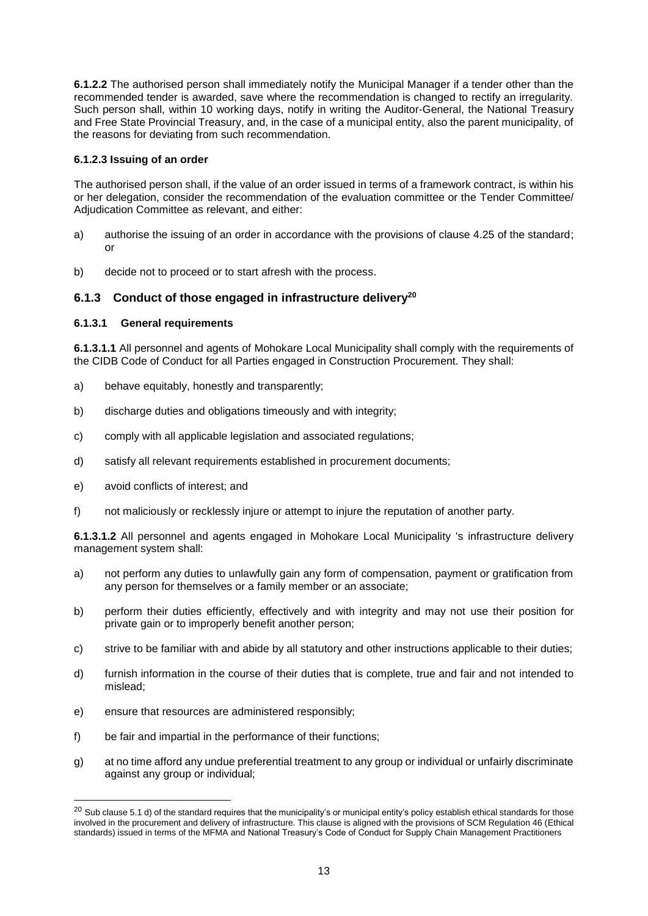**6.1.2.2** The authorised person shall immediately notify the Municipal Manager if a tender other than the recommended tender is awarded, save where the recommendation is changed to rectify an irregularity. Such person shall, within 10 working days, notify in writing the Auditor-General, the National Treasury and Free State Provincial Treasury, and, in the case of a municipal entity, also the parent municipality, of the reasons for deviating from such recommendation.

**6.1.2.3 Issuing of an order**

The authorised person shall, if the value of an order issued in terms of a framework contract, is within his or her delegation, consider the recommendation of the evaluation committee or the Tender Committee/ Adjudication Committee as relevant, and either:

a) authorise the issuing of an order in accordance with the provisions of clause 4.25 of the standard; or

b) decide not to proceed or to start afresh with the process.

### 6.1.3 Conduct of those engaged in infrastructure delivery[20]

#### 6.1.3.1 General requirements

**6.1.3.1.1** All personnel and agents of Mohokare Local Municipality shall comply with the requirements of the CIDB Code of Conduct for all Parties engaged in Construction Procurement. They shall:

a) behave equitably, honestly and transparently;

b) discharge duties and obligations timeously and with integrity;

c) comply with all applicable legislation and associated regulations;

d) satisfy all relevant requirements established in procurement documents;

e) avoid conflicts of interest; and

f) not maliciously or recklessly injure or attempt to injure the reputation of another party.

**6.1.3.1.2** All personnel and agents engaged in Mohokare Local Municipality 's infrastructure delivery management system shall:

a) not perform any duties to unlawfully gain any form of compensation, payment or gratification from any person for themselves or a family member or an associate;

b) perform their duties efficiently, effectively and with integrity and may not use their position for private gain or to improperly benefit another person;

c) strive to be familiar with and abide by all statutory and other instructions applicable to their duties;

d) furnish information in the course of their duties that is complete, true and fair and not intended to mislead;

e) ensure that resources are administered responsibly;

f) be fair and impartial in the performance of their functions;

g) at no time afford any undue preferential treatment to any group or individual or unfairly discriminate against any group or individual;

---

[20] Sub clause 5.1 d) of the standard requires that the municipality's or municipal entity's policy establish ethical standards for those involved in the procurement and delivery of infrastructure. This clause is aligned with the provisions of SCM Regulation 46 (Ethical standards) issued in terms of the MFMA and National Treasury's Code of Conduct for Supply Chain Management Practitioners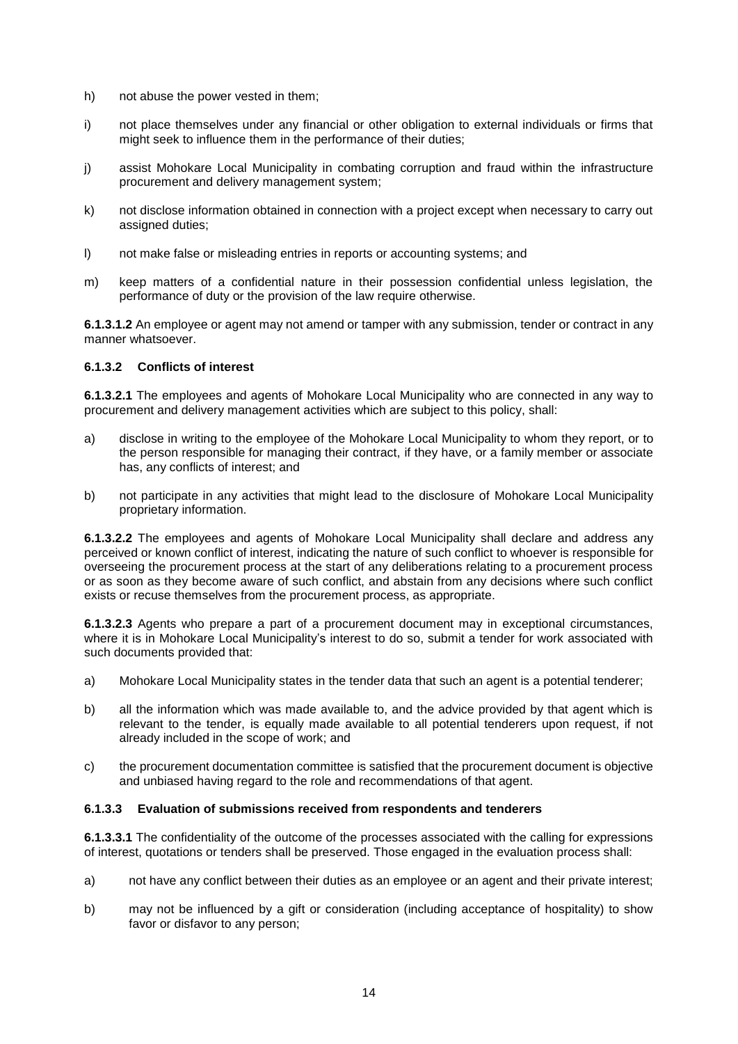h) not abuse the power vested in them;

i) not place themselves under any financial or other obligation to external individuals or firms that might seek to influence them in the performance of their duties;

j) assist Mohokare Local Municipality in combating corruption and fraud within the infrastructure procurement and delivery management system;

k) not disclose information obtained in connection with a project except when necessary to carry out assigned duties;

l) not make false or misleading entries in reports or accounting systems; and

m) keep matters of a confidential nature in their possession confidential unless legislation, the performance of duty or the provision of the law require otherwise.

**6.1.3.1.2** An employee or agent may not amend or tamper with any submission, tender or contract in any manner whatsoever.

#### 6.1.3.2 Conflicts of interest

**6.1.3.2.1** The employees and agents of Mohokare Local Municipality who are connected in any way to procurement and delivery management activities which are subject to this policy, shall:

a) disclose in writing to the employee of the Mohokare Local Municipality to whom they report, or to the person responsible for managing their contract, if they have, or a family member or associate has, any conflicts of interest; and

b) not participate in any activities that might lead to the disclosure of Mohokare Local Municipality proprietary information.

**6.1.3.2.2** The employees and agents of Mohokare Local Municipality shall declare and address any perceived or known conflict of interest, indicating the nature of such conflict to whoever is responsible for overseeing the procurement process at the start of any deliberations relating to a procurement process or as soon as they become aware of such conflict, and abstain from any decisions where such conflict exists or recuse themselves from the procurement process, as appropriate.

**6.1.3.2.3** Agents who prepare a part of a procurement document may in exceptional circumstances, where it is in Mohokare Local Municipality's interest to do so, submit a tender for work associated with such documents provided that:

a) Mohokare Local Municipality states in the tender data that such an agent is a potential tenderer;

b) all the information which was made available to, and the advice provided by that agent which is relevant to the tender, is equally made available to all potential tenderers upon request, if not already included in the scope of work; and

c) the procurement documentation committee is satisfied that the procurement document is objective and unbiased having regard to the role and recommendations of that agent.

#### 6.1.3.3 Evaluation of submissions received from respondents and tenderers

**6.1.3.3.1** The confidentiality of the outcome of the processes associated with the calling for expressions of interest, quotations or tenders shall be preserved. Those engaged in the evaluation process shall:

a) not have any conflict between their duties as an employee or an agent and their private interest;

b) may not be influenced by a gift or consideration (including acceptance of hospitality) to show favor or disfavor to any person;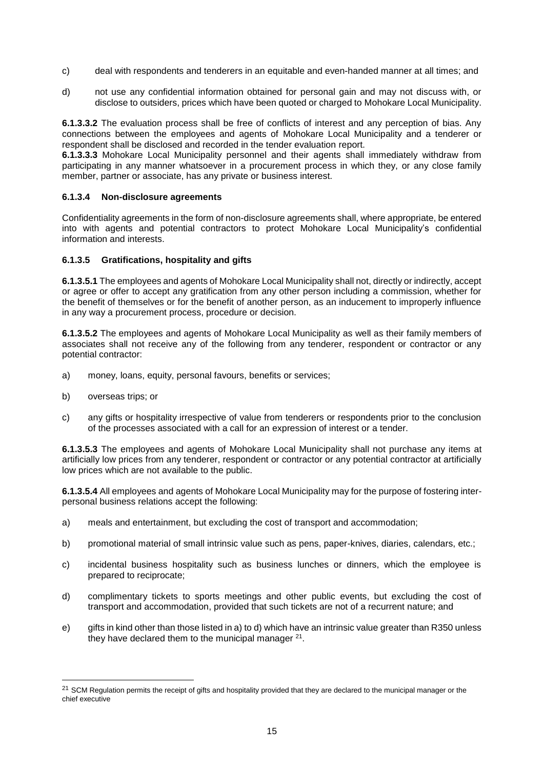c) deal with respondents and tenderers in an equitable and even-handed manner at all times; and

d) not use any confidential information obtained for personal gain and may not discuss with, or disclose to outsiders, prices which have been quoted or charged to Mohokare Local Municipality.

**6.1.3.3.2** The evaluation process shall be free of conflicts of interest and any perception of bias. Any connections between the employees and agents of Mohokare Local Municipality and a tenderer or respondent shall be disclosed and recorded in the tender evaluation report.

**6.1.3.3.3** Mohokare Local Municipality personnel and their agents shall immediately withdraw from participating in any manner whatsoever in a procurement process in which they, or any close family member, partner or associate, has any private or business interest.

#### 6.1.3.4 Non-disclosure agreements

Confidentiality agreements in the form of non-disclosure agreements shall, where appropriate, be entered into with agents and potential contractors to protect Mohokare Local Municipality's confidential information and interests.

#### 6.1.3.5 Gratifications, hospitality and gifts

**6.1.3.5.1** The employees and agents of Mohokare Local Municipality shall not, directly or indirectly, accept or agree or offer to accept any gratification from any other person including a commission, whether for the benefit of themselves or for the benefit of another person, as an inducement to improperly influence in any way a procurement process, procedure or decision.

**6.1.3.5.2** The employees and agents of Mohokare Local Municipality as well as their family members of associates shall not receive any of the following from any tenderer, respondent or contractor or any potential contractor:

a) money, loans, equity, personal favours, benefits or services;

b) overseas trips; or

c) any gifts or hospitality irrespective of value from tenderers or respondents prior to the conclusion of the processes associated with a call for an expression of interest or a tender.

**6.1.3.5.3** The employees and agents of Mohokare Local Municipality shall not purchase any items at artificially low prices from any tenderer, respondent or contractor or any potential contractor at artificially low prices which are not available to the public.

**6.1.3.5.4** All employees and agents of Mohokare Local Municipality may for the purpose of fostering inter-personal business relations accept the following:

a) meals and entertainment, but excluding the cost of transport and accommodation;

b) promotional material of small intrinsic value such as pens, paper-knives, diaries, calendars, etc.;

c) incidental business hospitality such as business lunches or dinners, which the employee is prepared to reciprocate;

d) complimentary tickets to sports meetings and other public events, but excluding the cost of transport and accommodation, provided that such tickets are not of a recurrent nature; and

e) gifts in kind other than those listed in a) to d) which have an intrinsic value greater than R350 unless they have declared them to the municipal manager [21].

---

[21] SCM Regulation permits the receipt of gifts and hospitality provided that they are declared to the municipal manager or the chief executive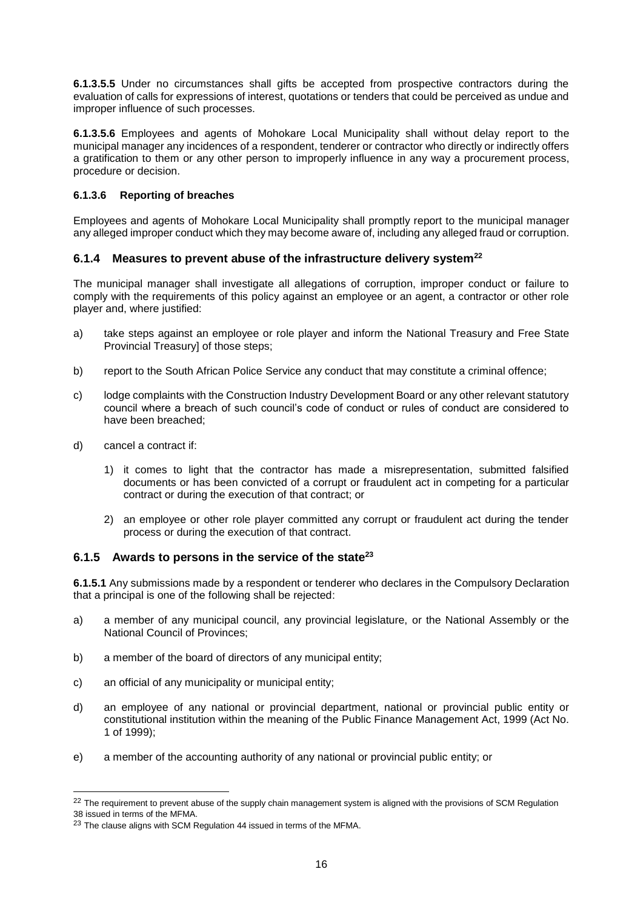**6.1.3.5.5** Under no circumstances shall gifts be accepted from prospective contractors during the evaluation of calls for expressions of interest, quotations or tenders that could be perceived as undue and improper influence of such processes.

**6.1.3.5.6** Employees and agents of Mohokare Local Municipality shall without delay report to the municipal manager any incidences of a respondent, tenderer or contractor who directly or indirectly offers a gratification to them or any other person to improperly influence in any way a procurement process, procedure or decision.

#### 6.1.3.6 Reporting of breaches

Employees and agents of Mohokare Local Municipality shall promptly report to the municipal manager any alleged improper conduct which they may become aware of, including any alleged fraud or corruption.

### 6.1.4 Measures to prevent abuse of the infrastructure delivery system[22]

The municipal manager shall investigate all allegations of corruption, improper conduct or failure to comply with the requirements of this policy against an employee or an agent, a contractor or other role player and, where justified:

a) take steps against an employee or role player and inform the National Treasury and Free State Provincial Treasury] of those steps;

b) report to the South African Police Service any conduct that may constitute a criminal offence;

c) lodge complaints with the Construction Industry Development Board or any other relevant statutory council where a breach of such council's code of conduct or rules of conduct are considered to have been breached;

d) cancel a contract if:

   1) it comes to light that the contractor has made a misrepresentation, submitted falsified documents or has been convicted of a corrupt or fraudulent act in competing for a particular contract or during the execution of that contract; or

   2) an employee or other role player committed any corrupt or fraudulent act during the tender process or during the execution of that contract.

### 6.1.5 Awards to persons in the service of the state[23]

**6.1.5.1** Any submissions made by a respondent or tenderer who declares in the Compulsory Declaration that a principal is one of the following shall be rejected:

a) a member of any municipal council, any provincial legislature, or the National Assembly or the National Council of Provinces;

b) a member of the board of directors of any municipal entity;

c) an official of any municipality or municipal entity;

d) an employee of any national or provincial department, national or provincial public entity or constitutional institution within the meaning of the Public Finance Management Act, 1999 (Act No. 1 of 1999);

e) a member of the accounting authority of any national or provincial public entity; or

---

[22] The requirement to prevent abuse of the supply chain management system is aligned with the provisions of SCM Regulation 38 issued in terms of the MFMA.

[23] The clause aligns with SCM Regulation 44 issued in terms of the MFMA.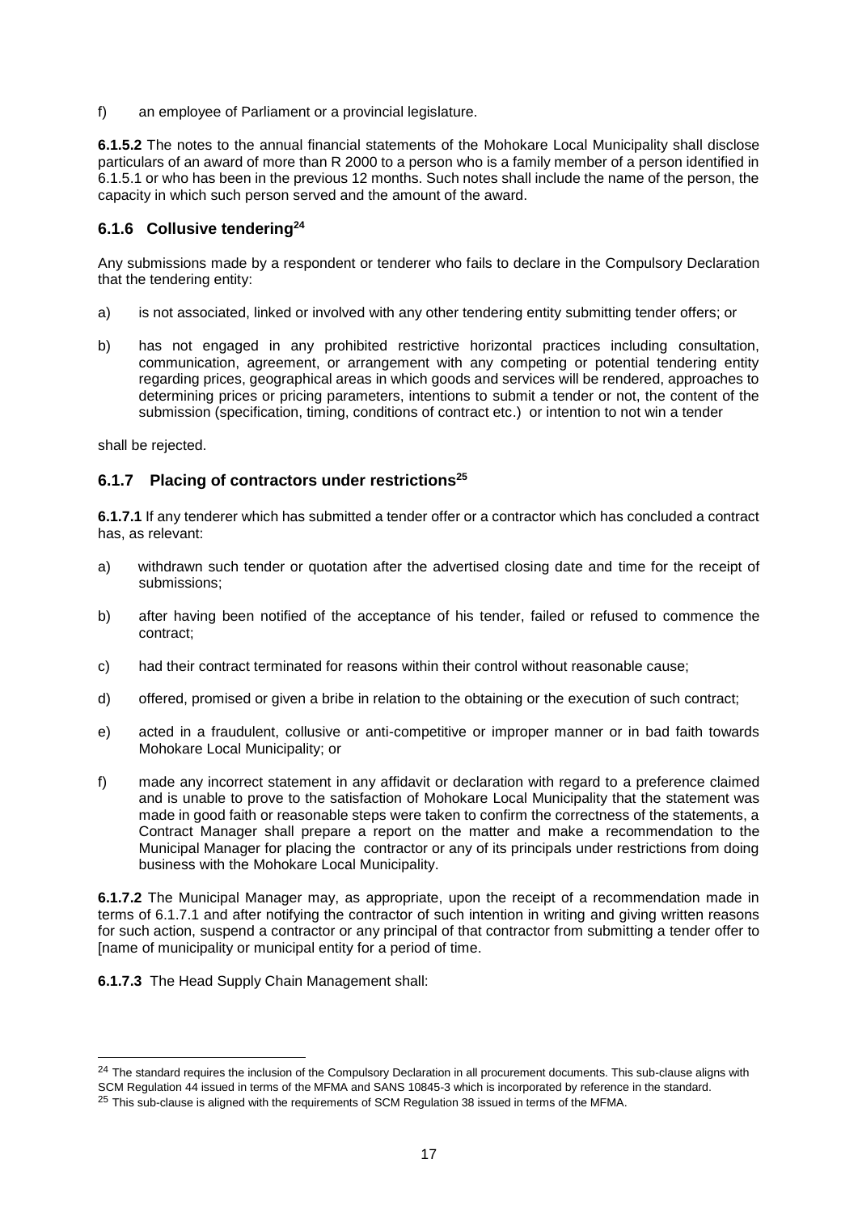f) an employee of Parliament or a provincial legislature.

**6.1.5.2** The notes to the annual financial statements of the Mohokare Local Municipality shall disclose particulars of an award of more than R 2000 to a person who is a family member of a person identified in 6.1.5.1 or who has been in the previous 12 months. Such notes shall include the name of the person, the capacity in which such person served and the amount of the award.

### 6.1.6 Collusive tendering[24]

Any submissions made by a respondent or tenderer who fails to declare in the Compulsory Declaration that the tendering entity:

a) is not associated, linked or involved with any other tendering entity submitting tender offers; or

b) has not engaged in any prohibited restrictive horizontal practices including consultation, communication, agreement, or arrangement with any competing or potential tendering entity regarding prices, geographical areas in which goods and services will be rendered, approaches to determining prices or pricing parameters, intentions to submit a tender or not, the content of the submission (specification, timing, conditions of contract etc.) or intention to not win a tender

shall be rejected.

### 6.1.7 Placing of contractors under restrictions[25]

**6.1.7.1** If any tenderer which has submitted a tender offer or a contractor which has concluded a contract has, as relevant:

a) withdrawn such tender or quotation after the advertised closing date and time for the receipt of submissions;

b) after having been notified of the acceptance of his tender, failed or refused to commence the contract;

c) had their contract terminated for reasons within their control without reasonable cause;

d) offered, promised or given a bribe in relation to the obtaining or the execution of such contract;

e) acted in a fraudulent, collusive or anti-competitive or improper manner or in bad faith towards Mohokare Local Municipality; or

f) made any incorrect statement in any affidavit or declaration with regard to a preference claimed and is unable to prove to the satisfaction of Mohokare Local Municipality that the statement was made in good faith or reasonable steps were taken to confirm the correctness of the statements, a Contract Manager shall prepare a report on the matter and make a recommendation to the Municipal Manager for placing the contractor or any of its principals under restrictions from doing business with the Mohokare Local Municipality.

**6.1.7.2** The Municipal Manager may, as appropriate, upon the receipt of a recommendation made in terms of 6.1.7.1 and after notifying the contractor of such intention in writing and giving written reasons for such action, suspend a contractor or any principal of that contractor from submitting a tender offer to [name of municipality or municipal entity for a period of time.

**6.1.7.3** The Head Supply Chain Management shall:

---

[24] The standard requires the inclusion of the Compulsory Declaration in all procurement documents. This sub-clause aligns with SCM Regulation 44 issued in terms of the MFMA and SANS 10845-3 which is incorporated by reference in the standard.

[25] This sub-clause is aligned with the requirements of SCM Regulation 38 issued in terms of the MFMA.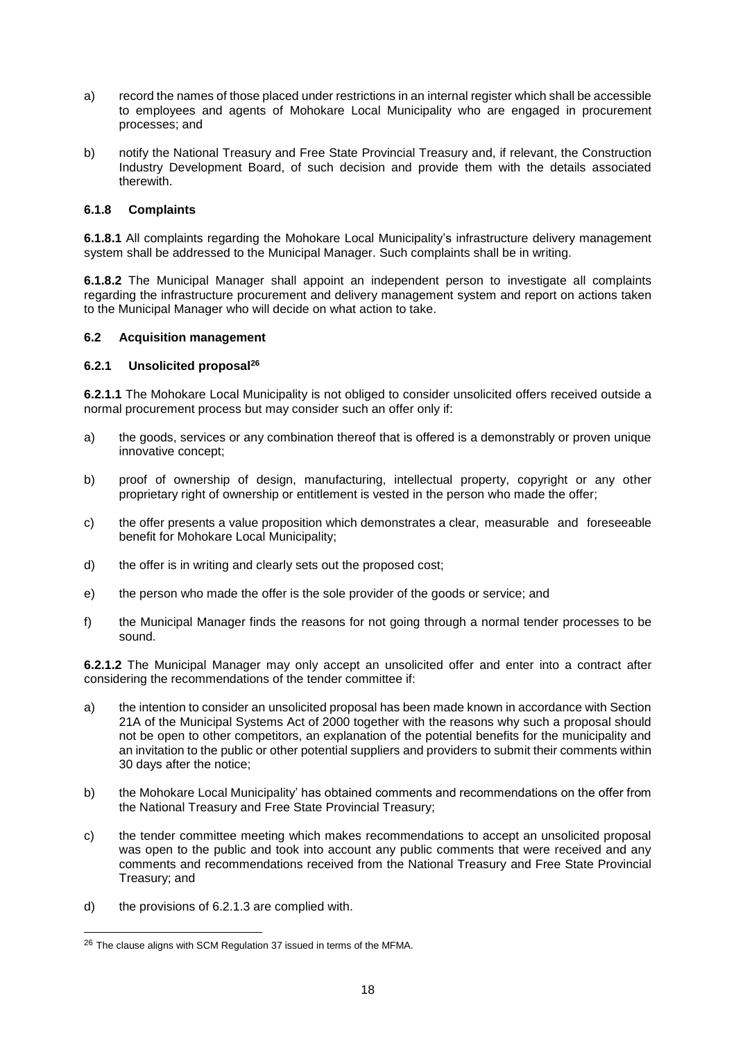a) record the names of those placed under restrictions in an internal register which shall be accessible to employees and agents of Mohokare Local Municipality who are engaged in procurement processes; and

b) notify the National Treasury and Free State Provincial Treasury and, if relevant, the Construction Industry Development Board, of such decision and provide them with the details associated therewith.

#### 6.1.8 Complaints

**6.1.8.1** All complaints regarding the Mohokare Local Municipality's infrastructure delivery management system shall be addressed to the Municipal Manager. Such complaints shall be in writing.

**6.1.8.2** The Municipal Manager shall appoint an independent person to investigate all complaints regarding the infrastructure procurement and delivery management system and report on actions taken to the Municipal Manager who will decide on what action to take.

### 6.2 Acquisition management

#### 6.2.1 Unsolicited proposal[26]

**6.2.1.1** The Mohokare Local Municipality is not obliged to consider unsolicited offers received outside a normal procurement process but may consider such an offer only if:

a) the goods, services or any combination thereof that is offered is a demonstrably or proven unique innovative concept;

b) proof of ownership of design, manufacturing, intellectual property, copyright or any other proprietary right of ownership or entitlement is vested in the person who made the offer;

c) the offer presents a value proposition which demonstrates a clear, measurable and foreseeable benefit for Mohokare Local Municipality;

d) the offer is in writing and clearly sets out the proposed cost;

e) the person who made the offer is the sole provider of the goods or service; and

f) the Municipal Manager finds the reasons for not going through a normal tender processes to be sound.

**6.2.1.2** The Municipal Manager may only accept an unsolicited offer and enter into a contract after considering the recommendations of the tender committee if:

a) the intention to consider an unsolicited proposal has been made known in accordance with Section 21A of the Municipal Systems Act of 2000 together with the reasons why such a proposal should not be open to other competitors, an explanation of the potential benefits for the municipality and an invitation to the public or other potential suppliers and providers to submit their comments within 30 days after the notice;

b) the Mohokare Local Municipality' has obtained comments and recommendations on the offer from the National Treasury and Free State Provincial Treasury;

c) the tender committee meeting which makes recommendations to accept an unsolicited proposal was open to the public and took into account any public comments that were received and any comments and recommendations received from the National Treasury and Free State Provincial Treasury; and

d) the provisions of 6.2.1.3 are complied with.

---

[26] The clause aligns with SCM Regulation 37 issued in terms of the MFMA.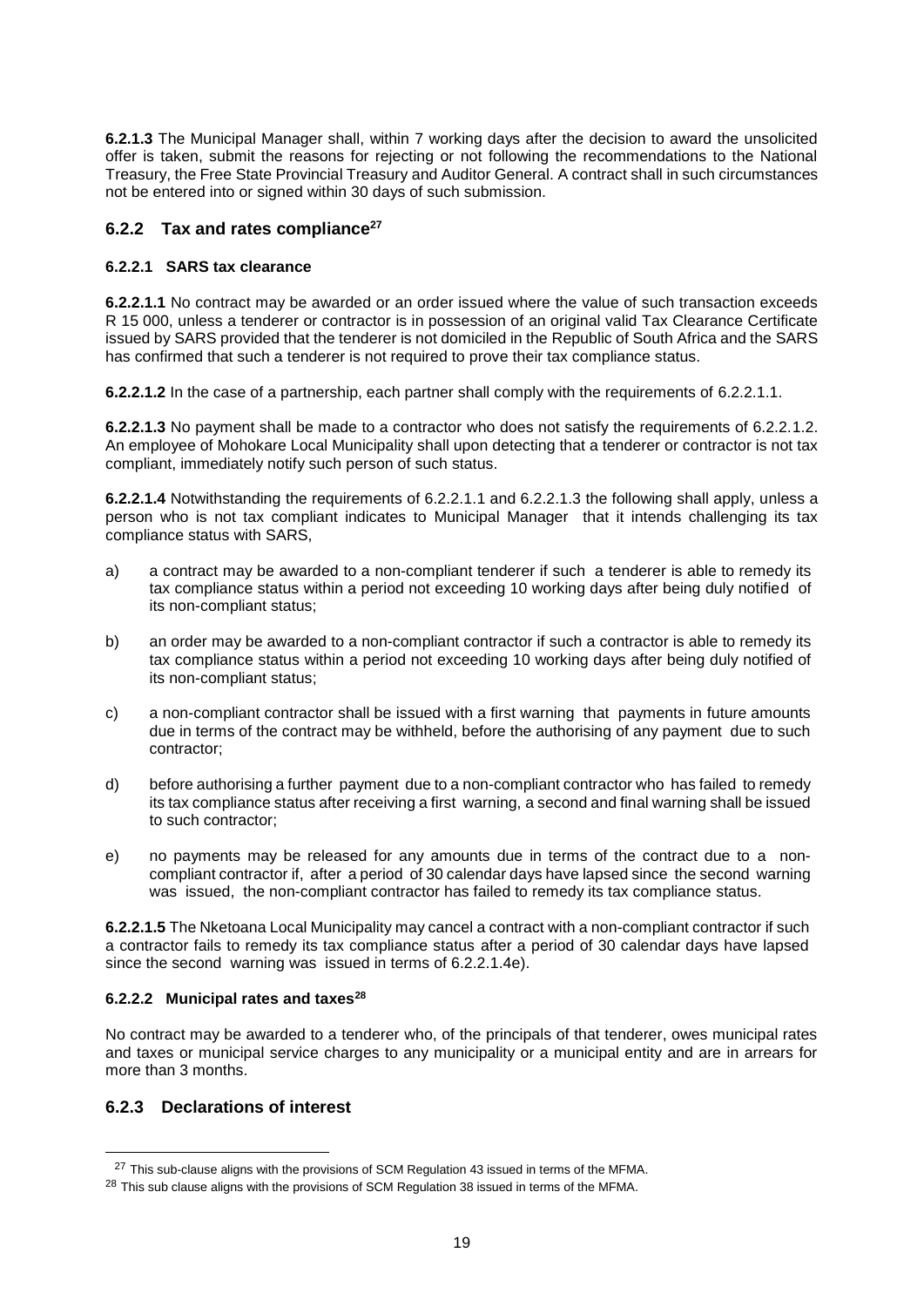**6.2.1.3** The Municipal Manager shall, within 7 working days after the decision to award the unsolicited offer is taken, submit the reasons for rejecting or not following the recommendations to the National Treasury, the Free State Provincial Treasury and Auditor General. A contract shall in such circumstances not be entered into or signed within 30 days of such submission.

## 6.2.2 Tax and rates compliance[27]

### 6.2.2.1 SARS tax clearance

**6.2.2.1.1** No contract may be awarded or an order issued where the value of such transaction exceeds R 15 000, unless a tenderer or contractor is in possession of an original valid Tax Clearance Certificate issued by SARS provided that the tenderer is not domiciled in the Republic of South Africa and the SARS has confirmed that such a tenderer is not required to prove their tax compliance status.

**6.2.2.1.2** In the case of a partnership, each partner shall comply with the requirements of 6.2.2.1.1.

**6.2.2.1.3** No payment shall be made to a contractor who does not satisfy the requirements of 6.2.2.1.2. An employee of Mohokare Local Municipality shall upon detecting that a tenderer or contractor is not tax compliant, immediately notify such person of such status.

**6.2.2.1.4** Notwithstanding the requirements of 6.2.2.1.1 and 6.2.2.1.3 the following shall apply, unless a person who is not tax compliant indicates to Municipal Manager that it intends challenging its tax compliance status with SARS,

a) a contract may be awarded to a non-compliant tenderer if such a tenderer is able to remedy its tax compliance status within a period not exceeding 10 working days after being duly notified of its non-compliant status;

b) an order may be awarded to a non-compliant contractor if such a contractor is able to remedy its tax compliance status within a period not exceeding 10 working days after being duly notified of its non-compliant status;

c) a non-compliant contractor shall be issued with a first warning that payments in future amounts due in terms of the contract may be withheld, before the authorising of any payment due to such contractor;

d) before authorising a further payment due to a non-compliant contractor who has failed to remedy its tax compliance status after receiving a first warning, a second and final warning shall be issued to such contractor;

e) no payments may be released for any amounts due in terms of the contract due to a non-compliant contractor if, after a period of 30 calendar days have lapsed since the second warning was issued, the non-compliant contractor has failed to remedy its tax compliance status.

**6.2.2.1.5** The Nketoana Local Municipality may cancel a contract with a non-compliant contractor if such a contractor fails to remedy its tax compliance status after a period of 30 calendar days have lapsed since the second warning was issued in terms of 6.2.2.1.4e).

### 6.2.2.2 Municipal rates and taxes[28]

No contract may be awarded to a tenderer who, of the principals of that tenderer, owes municipal rates and taxes or municipal service charges to any municipality or a municipal entity and are in arrears for more than 3 months.

## 6.2.3 Declarations of interest

---

[27] This sub-clause aligns with the provisions of SCM Regulation 43 issued in terms of the MFMA.

[28] This sub clause aligns with the provisions of SCM Regulation 38 issued in terms of the MFMA.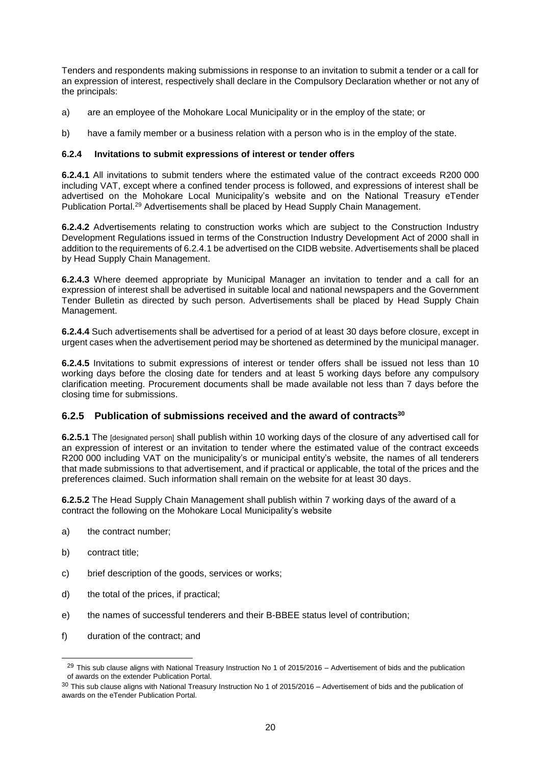Tenders and respondents making submissions in response to an invitation to submit a tender or a call for an expression of interest, respectively shall declare in the Compulsory Declaration whether or not any of the principals:

a) are an employee of the Mohokare Local Municipality or in the employ of the state; or

b) have a family member or a business relation with a person who is in the employ of the state.

#### 6.2.4 Invitations to submit expressions of interest or tender offers

**6.2.4.1** All invitations to submit tenders where the estimated value of the contract exceeds R200 000 including VAT, except where a confined tender process is followed, and expressions of interest shall be advertised on the Mohokare Local Municipality's website and on the National Treasury eTender Publication Portal.[29] Advertisements shall be placed by Head Supply Chain Management.

**6.2.4.2** Advertisements relating to construction works which are subject to the Construction Industry Development Regulations issued in terms of the Construction Industry Development Act of 2000 shall in addition to the requirements of 6.2.4.1 be advertised on the CIDB website. Advertisements shall be placed by Head Supply Chain Management.

**6.2.4.3** Where deemed appropriate by Municipal Manager an invitation to tender and a call for an expression of interest shall be advertised in suitable local and national newspapers and the Government Tender Bulletin as directed by such person. Advertisements shall be placed by Head Supply Chain Management.

**6.2.4.4** Such advertisements shall be advertised for a period of at least 30 days before closure, except in urgent cases when the advertisement period may be shortened as determined by the municipal manager.

**6.2.4.5** Invitations to submit expressions of interest or tender offers shall be issued not less than 10 working days before the closing date for tenders and at least 5 working days before any compulsory clarification meeting. Procurement documents shall be made available not less than 7 days before the closing time for submissions.

### 6.2.5 Publication of submissions received and the award of contracts[30]

**6.2.5.1** The [designated person] shall publish within 10 working days of the closure of any advertised call for an expression of interest or an invitation to tender where the estimated value of the contract exceeds R200 000 including VAT on the municipality's or municipal entity's website, the names of all tenderers that made submissions to that advertisement, and if practical or applicable, the total of the prices and the preferences claimed. Such information shall remain on the website for at least 30 days.

**6.2.5.2** The Head Supply Chain Management shall publish within 7 working days of the award of a contract the following on the Mohokare Local Municipality's website

a) the contract number;

b) contract title;

c) brief description of the goods, services or works;

d) the total of the prices, if practical;

e) the names of successful tenderers and their B-BBEE status level of contribution;

f) duration of the contract; and

---

[29] This sub clause aligns with National Treasury Instruction No 1 of 2015/2016 – Advertisement of bids and the publication of awards on the extender Publication Portal.

[30] This sub clause aligns with National Treasury Instruction No 1 of 2015/2016 – Advertisement of bids and the publication of awards on the eTender Publication Portal.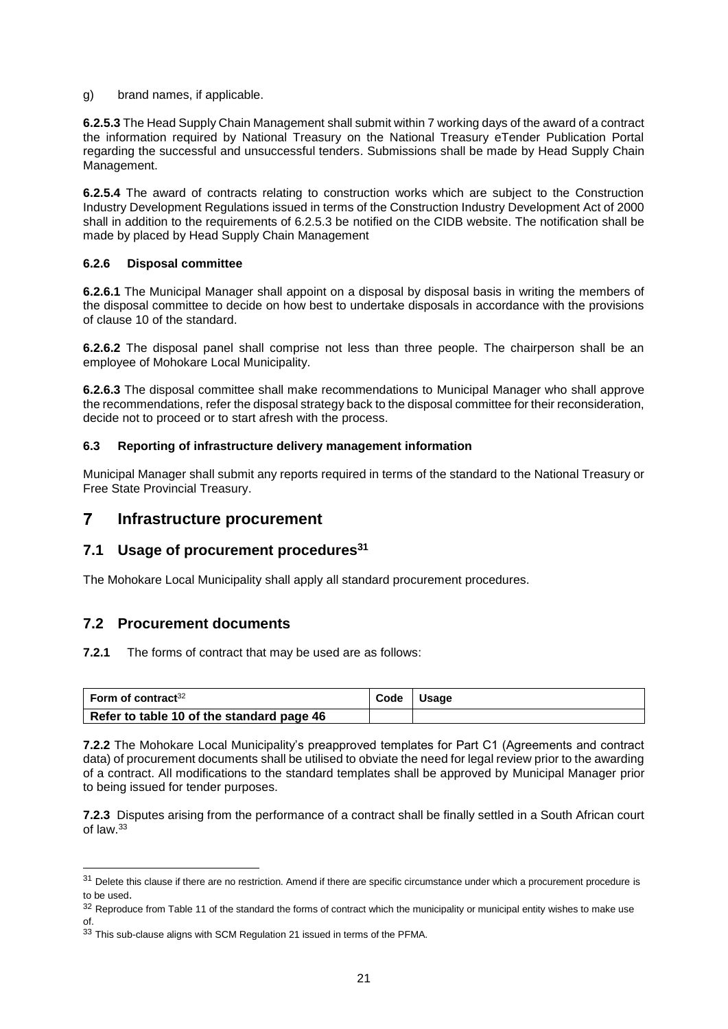g) brand names, if applicable.

**6.2.5.3** The Head Supply Chain Management shall submit within 7 working days of the award of a contract the information required by National Treasury on the National Treasury eTender Publication Portal regarding the successful and unsuccessful tenders. Submissions shall be made by Head Supply Chain Management.

**6.2.5.4** The award of contracts relating to construction works which are subject to the Construction Industry Development Regulations issued in terms of the Construction Industry Development Act of 2000 shall in addition to the requirements of 6.2.5.3 be notified on the CIDB website. The notification shall be made by placed by Head Supply Chain Management

#### 6.2.6 Disposal committee

**6.2.6.1** The Municipal Manager shall appoint on a disposal by disposal basis in writing the members of the disposal committee to decide on how best to undertake disposals in accordance with the provisions of clause 10 of the standard.

**6.2.6.2** The disposal panel shall comprise not less than three people. The chairperson shall be an employee of Mohokare Local Municipality.

**6.2.6.3** The disposal committee shall make recommendations to Municipal Manager who shall approve the recommendations, refer the disposal strategy back to the disposal committee for their reconsideration, decide not to proceed or to start afresh with the process.

### 6.3 Reporting of infrastructure delivery management information

Municipal Manager shall submit any reports required in terms of the standard to the National Treasury or Free State Provincial Treasury.

# 7 Infrastructure procurement

## 7.1 Usage of procurement procedures[31]

The Mohokare Local Municipality shall apply all standard procurement procedures.

## 7.2 Procurement documents

**7.2.1** The forms of contract that may be used are as follows:

| Form of contract[32] | Code | Usage |
|---|---|---|
| **Refer to table 10 of the standard page 46** | | |

**7.2.2** The Mohokare Local Municipality's preapproved templates for Part C1 (Agreements and contract data) of procurement documents shall be utilised to obviate the need for legal review prior to the awarding of a contract. All modifications to the standard templates shall be approved by Municipal Manager prior to being issued for tender purposes.

**7.2.3** Disputes arising from the performance of a contract shall be finally settled in a South African court of law.[33]

---

[31] Delete this clause if there are no restriction. Amend if there are specific circumstance under which a procurement procedure is to be used.

[32] Reproduce from Table 11 of the standard the forms of contract which the municipality or municipal entity wishes to make use of.

[33] This sub-clause aligns with SCM Regulation 21 issued in terms of the PFMA.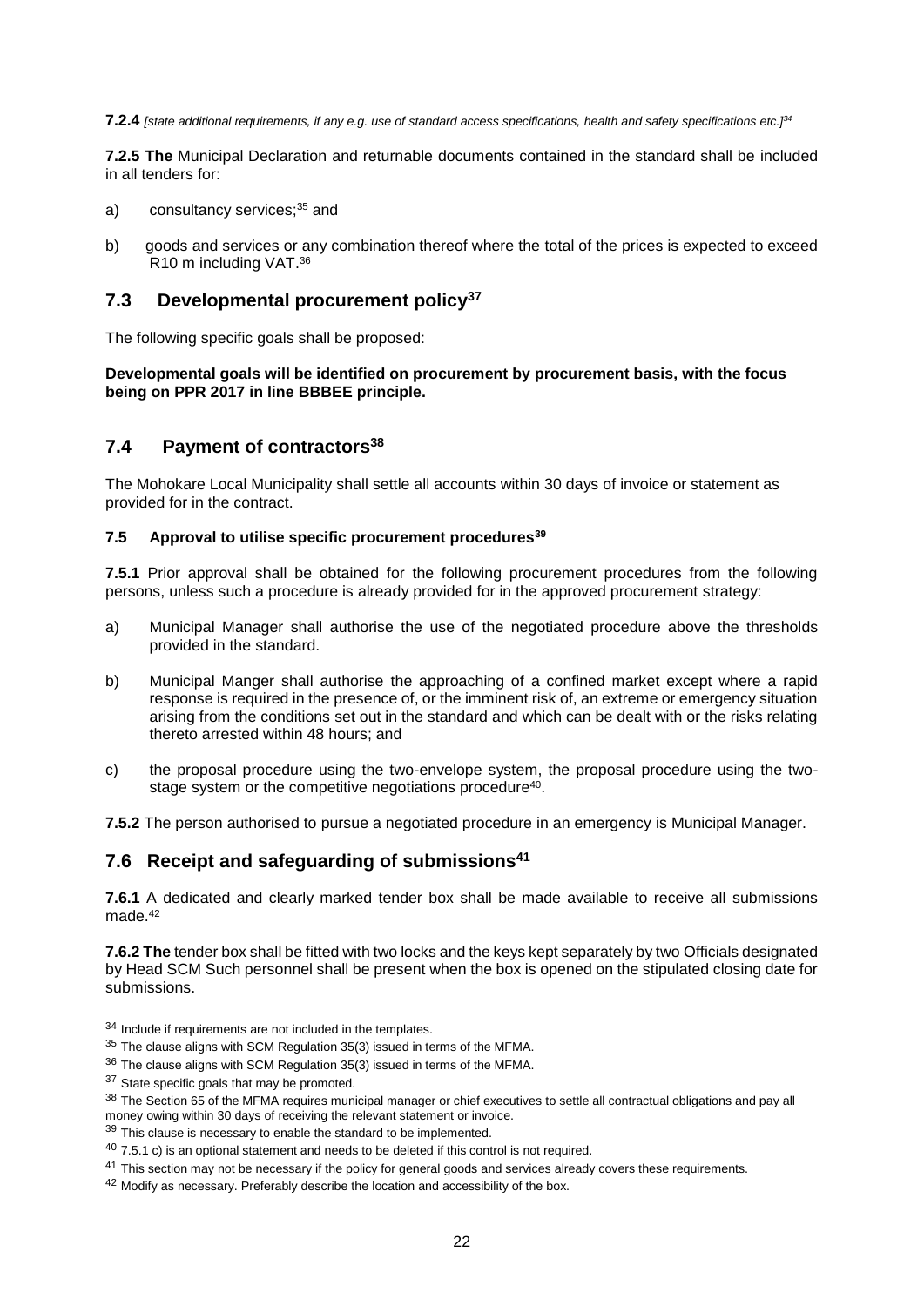**7.2.4** *[state additional requirements, if any e.g. use of standard access specifications, health and safety specifications etc.]*[34]

**7.2.5 The** Municipal Declaration and returnable documents contained in the standard shall be included in all tenders for:

a) consultancy services;[35] and

b) goods and services or any combination thereof where the total of the prices is expected to exceed R10 m including VAT.[36]

## 7.3 Developmental procurement policy[37]

The following specific goals shall be proposed:

**Developmental goals will be identified on procurement by procurement basis, with the focus being on PPR 2017 in line BBBEE principle.**

## 7.4 Payment of contractors[38]

The Mohokare Local Municipality shall settle all accounts within 30 days of invoice or statement as provided for in the contract.

### 7.5 Approval to utilise specific procurement procedures[39]

**7.5.1** Prior approval shall be obtained for the following procurement procedures from the following persons, unless such a procedure is already provided for in the approved procurement strategy:

a) Municipal Manager shall authorise the use of the negotiated procedure above the thresholds provided in the standard.

b) Municipal Manger shall authorise the approaching of a confined market except where a rapid response is required in the presence of, or the imminent risk of, an extreme or emergency situation arising from the conditions set out in the standard and which can be dealt with or the risks relating thereto arrested within 48 hours; and

c) the proposal procedure using the two-envelope system, the proposal procedure using the two-stage system or the competitive negotiations procedure[40].

**7.5.2** The person authorised to pursue a negotiated procedure in an emergency is Municipal Manager.

## 7.6 Receipt and safeguarding of submissions[41]

**7.6.1** A dedicated and clearly marked tender box shall be made available to receive all submissions made.[42]

**7.6.2 The** tender box shall be fitted with two locks and the keys kept separately by two Officials designated by Head SCM Such personnel shall be present when the box is opened on the stipulated closing date for submissions.

---

[34] Include if requirements are not included in the templates.

[35] The clause aligns with SCM Regulation 35(3) issued in terms of the MFMA.

[36] The clause aligns with SCM Regulation 35(3) issued in terms of the MFMA.

[37] State specific goals that may be promoted.

[38] The Section 65 of the MFMA requires municipal manager or chief executives to settle all contractual obligations and pay all money owing within 30 days of receiving the relevant statement or invoice.

[39] This clause is necessary to enable the standard to be implemented.

[40] 7.5.1 c) is an optional statement and needs to be deleted if this control is not required.

[41] This section may not be necessary if the policy for general goods and services already covers these requirements.

[42] Modify as necessary. Preferably describe the location and accessibility of the box.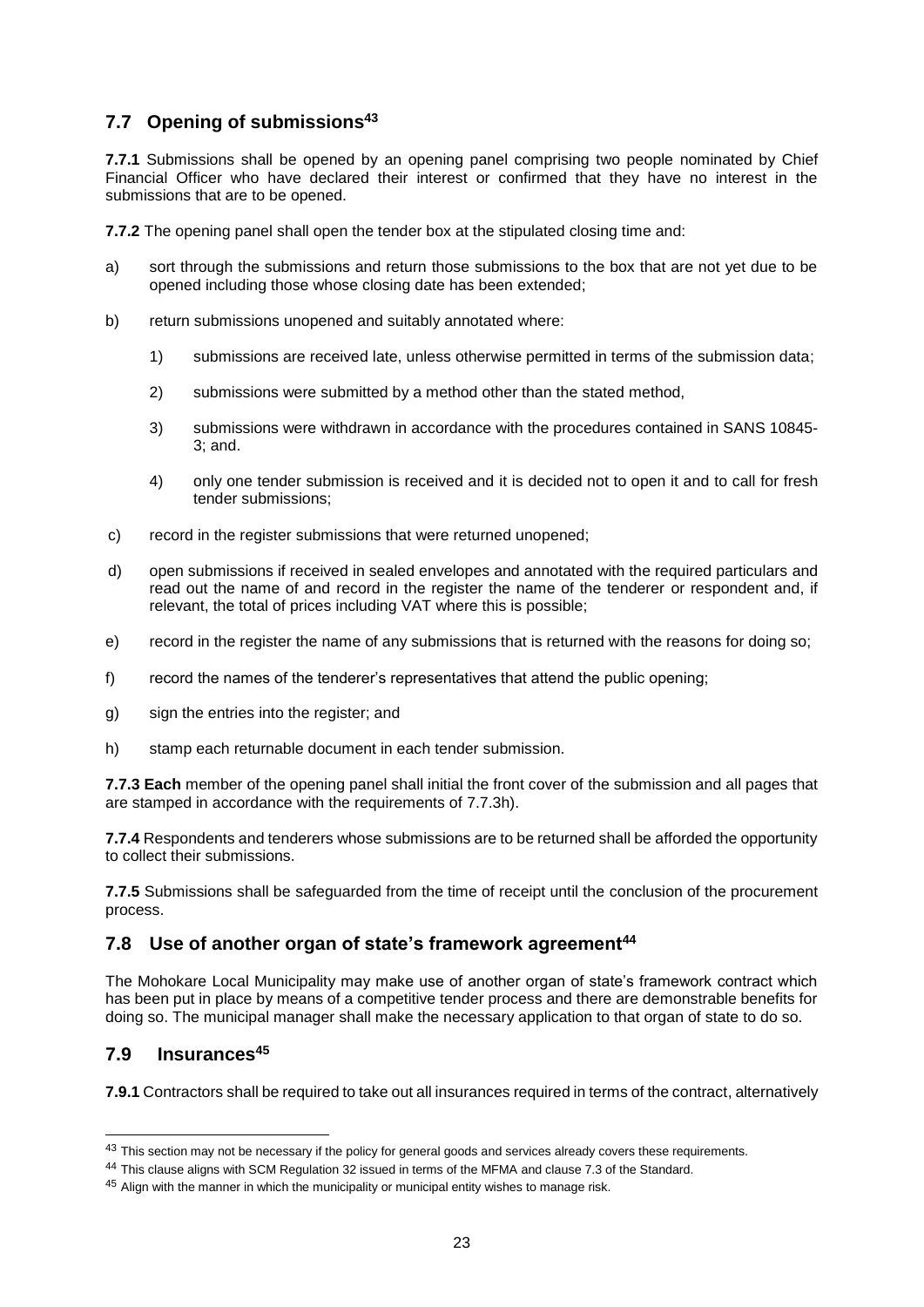## 7.7 Opening of submissions[43]

**7.7.1** Submissions shall be opened by an opening panel comprising two people nominated by Chief Financial Officer who have declared their interest or confirmed that they have no interest in the submissions that are to be opened.

**7.7.2** The opening panel shall open the tender box at the stipulated closing time and:

a) sort through the submissions and return those submissions to the box that are not yet due to be opened including those whose closing date has been extended;

b) return submissions unopened and suitably annotated where:

   1) submissions are received late, unless otherwise permitted in terms of the submission data;

   2) submissions were submitted by a method other than the stated method,

   3) submissions were withdrawn in accordance with the procedures contained in SANS 10845-3; and.

   4) only one tender submission is received and it is decided not to open it and to call for fresh tender submissions;

c) record in the register submissions that were returned unopened;

d) open submissions if received in sealed envelopes and annotated with the required particulars and read out the name of and record in the register the name of the tenderer or respondent and, if relevant, the total of prices including VAT where this is possible;

e) record in the register the name of any submissions that is returned with the reasons for doing so;

f) record the names of the tenderer's representatives that attend the public opening;

g) sign the entries into the register; and

h) stamp each returnable document in each tender submission.

**7.7.3 Each** member of the opening panel shall initial the front cover of the submission and all pages that are stamped in accordance with the requirements of 7.7.3h).

**7.7.4** Respondents and tenderers whose submissions are to be returned shall be afforded the opportunity to collect their submissions.

**7.7.5** Submissions shall be safeguarded from the time of receipt until the conclusion of the procurement process.

## 7.8 Use of another organ of state's framework agreement[44]

The Mohokare Local Municipality may make use of another organ of state's framework contract which has been put in place by means of a competitive tender process and there are demonstrable benefits for doing so. The municipal manager shall make the necessary application to that organ of state to do so.

## 7.9 Insurances[45]

**7.9.1** Contractors shall be required to take out all insurances required in terms of the contract, alternatively

---

[43] This section may not be necessary if the policy for general goods and services already covers these requirements.

[44] This clause aligns with SCM Regulation 32 issued in terms of the MFMA and clause 7.3 of the Standard.

[45] Align with the manner in which the municipality or municipal entity wishes to manage risk.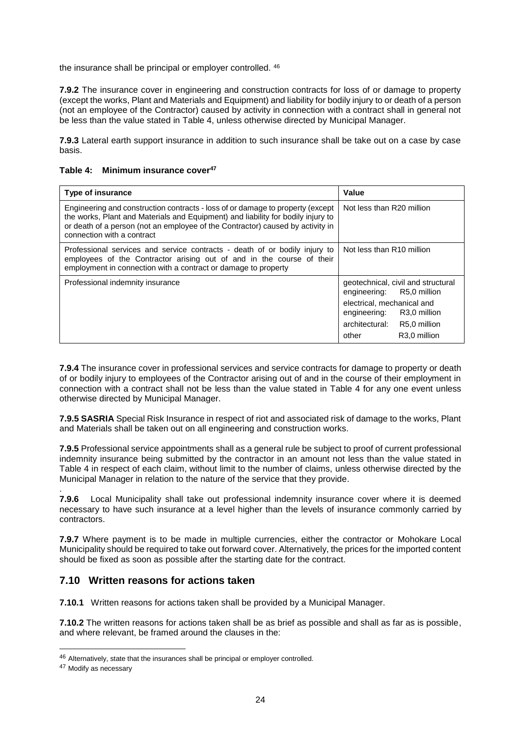the insurance shall be principal or employer controlled. [46]

**7.9.2** The insurance cover in engineering and construction contracts for loss of or damage to property (except the works, Plant and Materials and Equipment) and liability for bodily injury to or death of a person (not an employee of the Contractor) caused by activity in connection with a contract shall in general not be less than the value stated in Table 4, unless otherwise directed by Municipal Manager.

**7.9.3** Lateral earth support insurance in addition to such insurance shall be take out on a case by case basis.

**Table 4: Minimum insurance cover[47]**

| Type of insurance | Value |
|---|---|
| Engineering and construction contracts - loss of or damage to property (except the works, Plant and Materials and Equipment) and liability for bodily injury to or death of a person (not an employee of the Contractor) caused by activity in connection with a contract | Not less than R20 million |
| Professional services and service contracts - death of or bodily injury to employees of the Contractor arising out of and in the course of their employment in connection with a contract or damage to property | Not less than R10 million |
| Professional indemnity insurance | geotechnical, civil and structural engineering: R5,0 million<br>electrical, mechanical and engineering: R3,0 million<br>architectural: R5,0 million<br>other R3,0 million |

**7.9.4** The insurance cover in professional services and service contracts for damage to property or death of or bodily injury to employees of the Contractor arising out of and in the course of their employment in connection with a contract shall not be less than the value stated in Table 4 for any one event unless otherwise directed by Municipal Manager.

**7.9.5 SASRIA** Special Risk Insurance in respect of riot and associated risk of damage to the works, Plant and Materials shall be taken out on all engineering and construction works.

**7.9.5** Professional service appointments shall as a general rule be subject to proof of current professional indemnity insurance being submitted by the contractor in an amount not less than the value stated in Table 4 in respect of each claim, without limit to the number of claims, unless otherwise directed by the Municipal Manager in relation to the nature of the service that they provide.

.
**7.9.6** Local Municipality shall take out professional indemnity insurance cover where it is deemed necessary to have such insurance at a level higher than the levels of insurance commonly carried by contractors.

**7.9.7** Where payment is to be made in multiple currencies, either the contractor or Mohokare Local Municipality should be required to take out forward cover. Alternatively, the prices for the imported content should be fixed as soon as possible after the starting date for the contract.

## 7.10 Written reasons for actions taken

**7.10.1** Written reasons for actions taken shall be provided by a Municipal Manager.

**7.10.2** The written reasons for actions taken shall be as brief as possible and shall as far as is possible, and where relevant, be framed around the clauses in the:

---

[46] Alternatively, state that the insurances shall be principal or employer controlled.

[47] Modify as necessary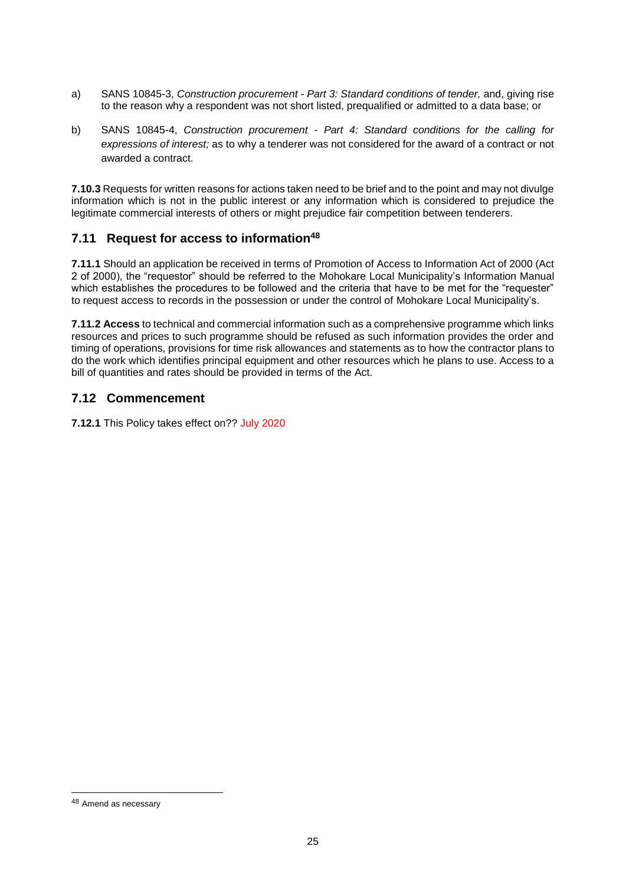a) SANS 10845-3, *Construction procurement - Part 3: Standard conditions of tender,* and, giving rise to the reason why a respondent was not short listed, prequalified or admitted to a data base; or

b) SANS 10845-4, *Construction procurement - Part 4: Standard conditions for the calling for expressions of interest;* as to why a tenderer was not considered for the award of a contract or not awarded a contract.

**7.10.3** Requests for written reasons for actions taken need to be brief and to the point and may not divulge information which is not in the public interest or any information which is considered to prejudice the legitimate commercial interests of others or might prejudice fair competition between tenderers.

## 7.11 Request for access to information[48]

**7.11.1** Should an application be received in terms of Promotion of Access to Information Act of 2000 (Act 2 of 2000), the "requestor" should be referred to the Mohokare Local Municipality's Information Manual which establishes the procedures to be followed and the criteria that have to be met for the "requester" to request access to records in the possession or under the control of Mohokare Local Municipality's.

**7.11.2 Access** to technical and commercial information such as a comprehensive programme which links resources and prices to such programme should be refused as such information provides the order and timing of operations, provisions for time risk allowances and statements as to how the contractor plans to do the work which identifies principal equipment and other resources which he plans to use. Access to a bill of quantities and rates should be provided in terms of the Act.

## 7.12 Commencement

**7.12.1** This Policy takes effect on?? July 2020

---

[48] Amend as necessary